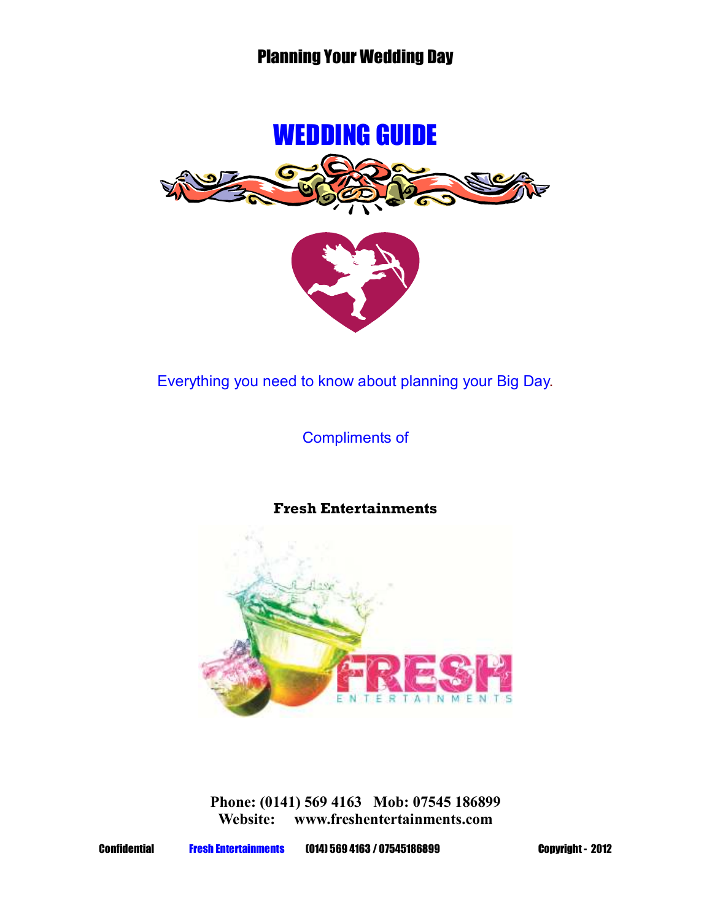Planning Your Wedding Day

# WEDDING GUIDE

Everything you need to know about planning your Big Day.

Compliments of

**Fresh Entertainments**

**Phone: (0141) 569 4163   Mob: 07545 186899**
**Website:   www.freshentertainments.com**

**Confidential   Fresh Entertainments   (014) 569 4163 / 07545186899   Copyright - 2012**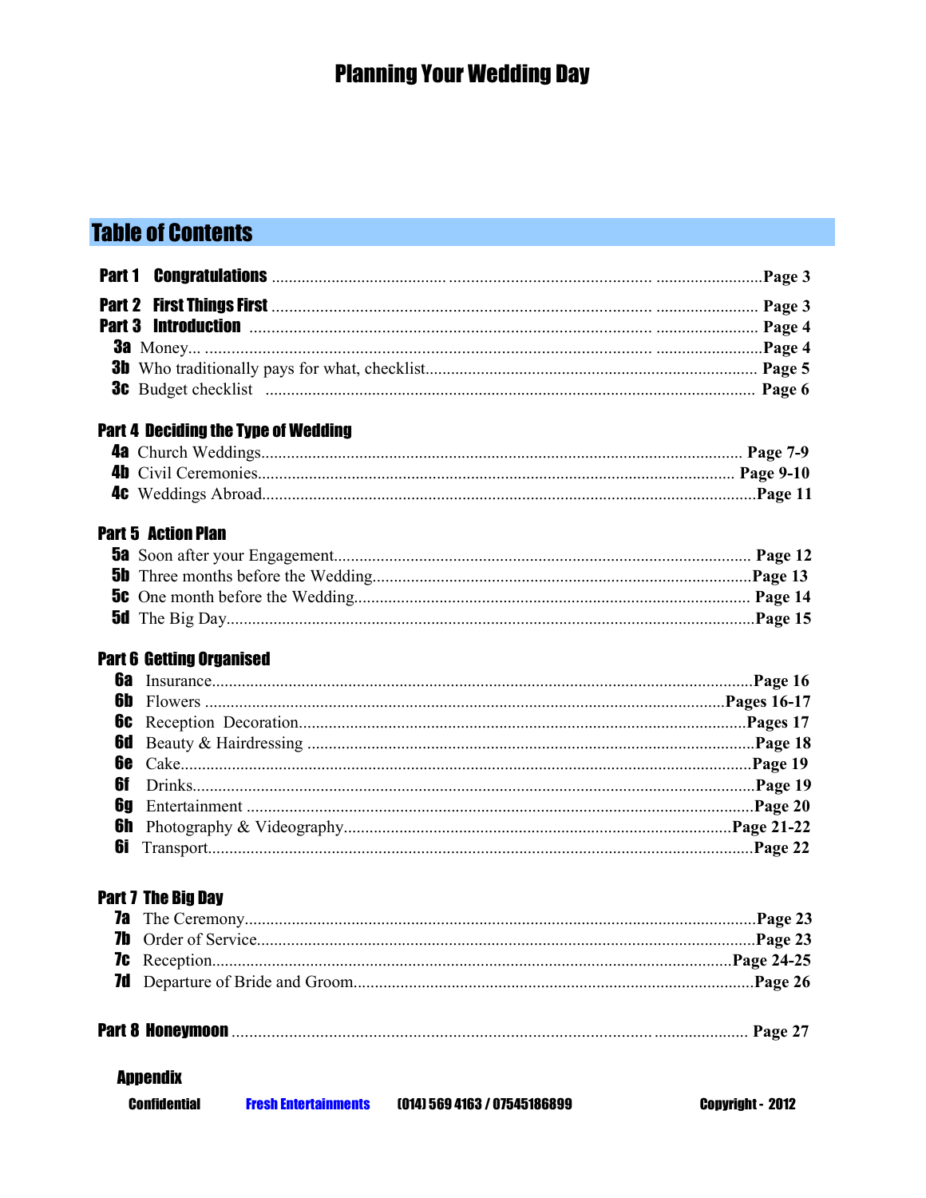# Planning Your Wedding Day

## Table of Contents

**Part 1 Congratulations** ........................................ Page 3

**Part 2 First Things First** ........................................ Page 3

**Part 3 Introduction** ........................................ Page 4

- **3a** Money... ........................................ Page 4
- **3b** Who traditionally pays for what, checklist........................................ Page 5
- **3c** Budget checklist ........................................ Page 6

**Part 4 Deciding the Type of Wedding**

- **4a** Church Weddings........................................ Page 7-9
- **4b** Civil Ceremonies........................................ Page 9-10
- **4c** Weddings Abroad........................................ Page 11

**Part 5 Action Plan**

- **5a** Soon after your Engagement........................................ Page 12
- **5b** Three months before the Wedding........................................ Page 13
- **5c** One month before the Wedding........................................ Page 14
- **5d** The Big Day........................................ Page 15

**Part 6 Getting Organised**

- **6a** Insurance........................................ Page 16
- **6b** Flowers ........................................ Pages 16-17
- **6c** Reception Decoration........................................ Pages 17
- **6d** Beauty & Hairdressing ........................................ Page 18
- **6e** Cake........................................ Page 19
- **6f** Drinks........................................ Page 19
- **6g** Entertainment ........................................ Page 20
- **6h** Photography & Videography........................................ Page 21-22
- **6i** Transport........................................ Page 22

**Part 7 The Big Day**

- **7a** The Ceremony........................................ Page 23
- **7b** Order of Service........................................ Page 23
- **7c** Reception........................................ Page 24-25
- **7d** Departure of Bride and Groom........................................ Page 26

**Part 8 Honeymoon** ........................................ Page 27

**Appendix**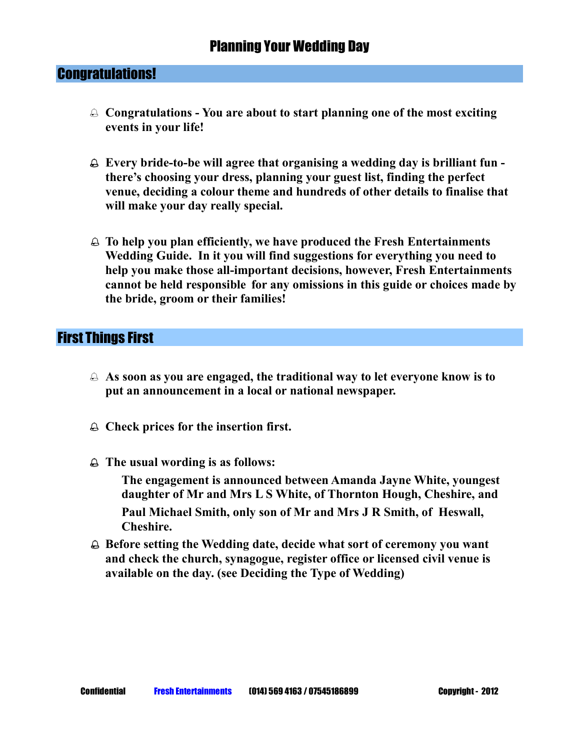# Planning Your Wedding Day

## Congratulations!

- **Congratulations - You are about to start planning one of the most exciting events in your life!**

- **Every bride-to-be will agree that organising a wedding day is brilliant fun - there's choosing your dress, planning your guest list, finding the perfect venue, deciding a colour theme and hundreds of other details to finalise that will make your day really special.**

- **To help you plan efficiently, we have produced the Fresh Entertainments Wedding Guide. In it you will find suggestions for everything you need to help you make those all-important decisions, however, Fresh Entertainments cannot be held responsible for any omissions in this guide or choices made by the bride, groom or their families!**

## First Things First

- **As soon as you are engaged, the traditional way to let everyone know is to put an announcement in a local or national newspaper.**

- **Check prices for the insertion first.**

- **The usual wording is as follows:**

  **The engagement is announced between Amanda Jayne White, youngest daughter of Mr and Mrs L S White, of Thornton Hough, Cheshire, and Paul Michael Smith, only son of Mr and Mrs J R Smith, of Heswall, Cheshire.**

- **Before setting the Wedding date, decide what sort of ceremony you want and check the church, synagogue, register office or licensed civil venue is available on the day. (see Deciding the Type of Wedding)**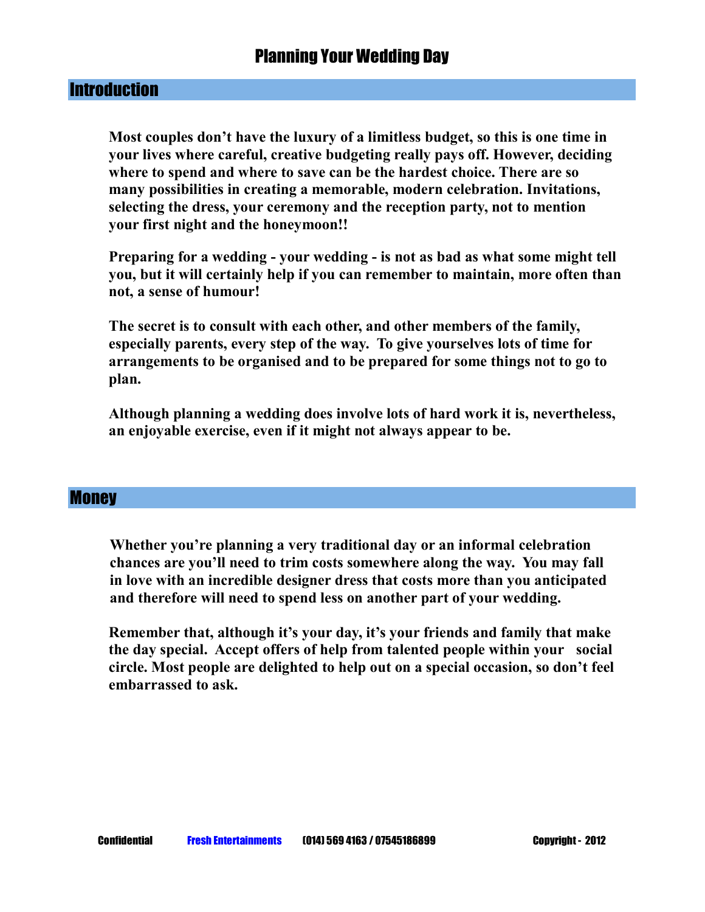# Planning Your Wedding Day

## Introduction

**Most couples don't have the luxury of a limitless budget, so this is one time in your lives where careful, creative budgeting really pays off. However, deciding where to spend and where to save can be the hardest choice. There are so many possibilities in creating a memorable, modern celebration. Invitations, selecting the dress, your ceremony and the reception party, not to mention your first night and the honeymoon!!**

**Preparing for a wedding - your wedding - is not as bad as what some might tell you, but it will certainly help if you can remember to maintain, more often than not, a sense of humour!**

**The secret is to consult with each other, and other members of the family, especially parents, every step of the way. To give yourselves lots of time for arrangements to be organised and to be prepared for some things not to go to plan.**

**Although planning a wedding does involve lots of hard work it is, nevertheless, an enjoyable exercise, even if it might not always appear to be.**

## Money

**Whether you're planning a very traditional day or an informal celebration chances are you'll need to trim costs somewhere along the way. You may fall in love with an incredible designer dress that costs more than you anticipated and therefore will need to spend less on another part of your wedding.**

**Remember that, although it's your day, it's your friends and family that make the day special. Accept offers of help from talented people within your social circle. Most people are delighted to help out on a special occasion, so don't feel embarrassed to ask.**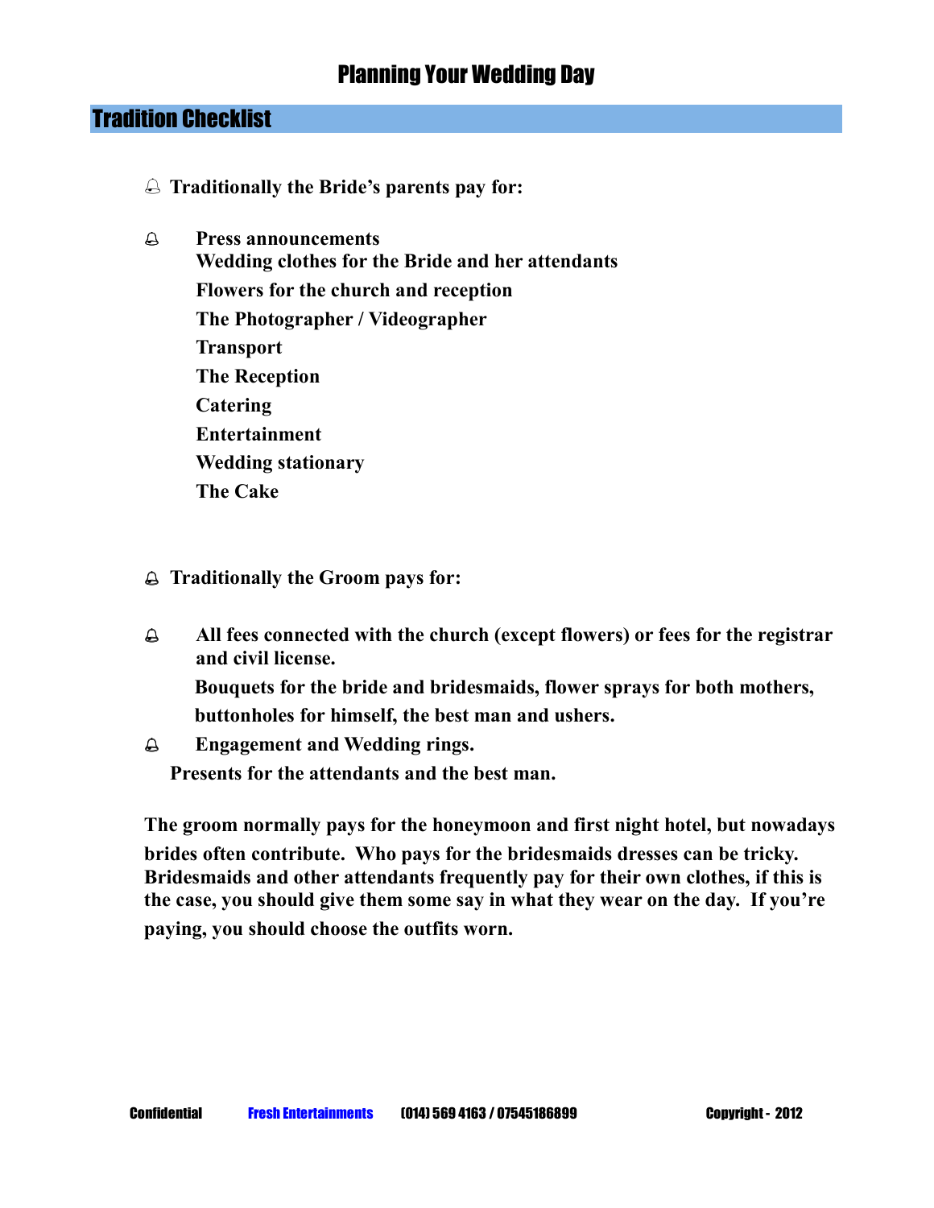# Planning Your Wedding Day

## Tradition Checklist

- **Traditionally the Bride's parents pay for:**

- **Press announcements**
  **Wedding clothes for the Bride and her attendants**
  **Flowers for the church and reception**
  **The Photographer / Videographer**
  **Transport**
  **The Reception**
  **Catering**
  **Entertainment**
  **Wedding stationary**
  **The Cake**

- **Traditionally the Groom pays for:**

- **All fees connected with the church (except flowers) or fees for the registrar and civil license.**
  **Bouquets for the bride and bridesmaids, flower sprays for both mothers, buttonholes for himself, the best man and ushers.**
- **Engagement and Wedding rings.**
  **Presents for the attendants and the best man.**

**The groom normally pays for the honeymoon and first night hotel, but nowadays brides often contribute. Who pays for the bridesmaids dresses can be tricky. Bridesmaids and other attendants frequently pay for their own clothes, if this is the case, you should give them some say in what they wear on the day. If you're paying, you should choose the outfits worn.**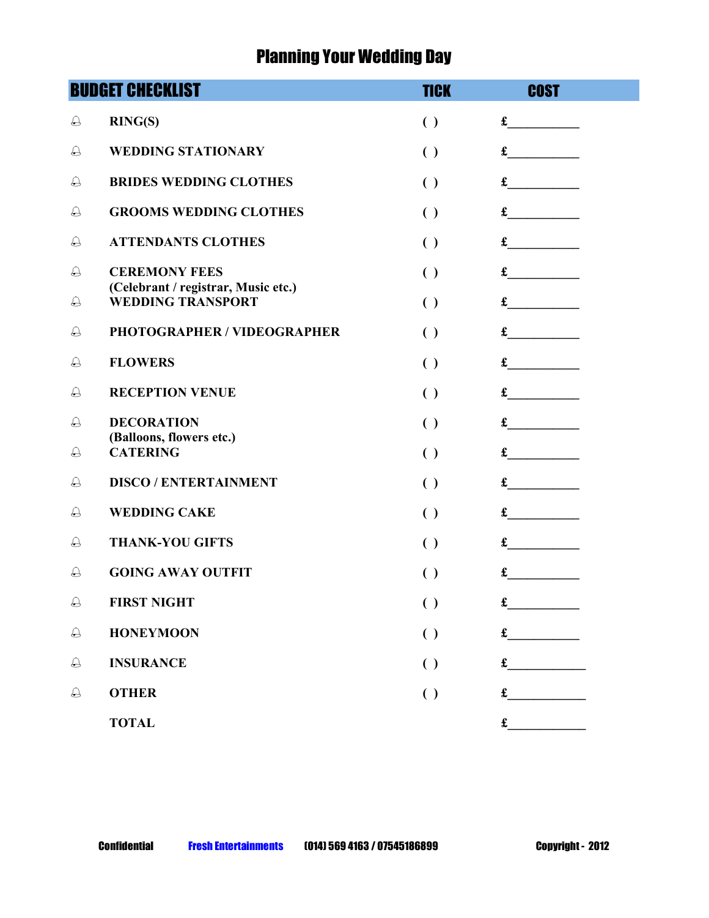# Planning Your Wedding Day

| BUDGET CHECKLIST | TICK | COST |
|---|---|---|
| RING(S) | ( ) | £___________ |
| WEDDING STATIONARY | ( ) | £___________ |
| BRIDES WEDDING CLOTHES | ( ) | £___________ |
| GROOMS WEDDING CLOTHES | ( ) | £___________ |
| ATTENDANTS CLOTHES | ( ) | £___________ |
| CEREMONY FEES (Celebrant / registrar, Music etc.) | ( ) | £___________ |
| WEDDING TRANSPORT | ( ) | £___________ |
| PHOTOGRAPHER / VIDEOGRAPHER | ( ) | £___________ |
| FLOWERS | ( ) | £___________ |
| RECEPTION VENUE | ( ) | £___________ |
| DECORATION (Balloons, flowers etc.) | ( ) | £___________ |
| CATERING | ( ) | £___________ |
| DISCO / ENTERTAINMENT | ( ) | £___________ |
| WEDDING CAKE | ( ) | £___________ |
| THANK-YOU GIFTS | ( ) | £___________ |
| GOING AWAY OUTFIT | ( ) | £___________ |
| FIRST NIGHT | ( ) | £___________ |
| HONEYMOON | ( ) | £___________ |
| INSURANCE | ( ) | £____________ |
| OTHER | ( ) | £____________ |
| TOTAL | | £____________ |

Confidential Fresh Entertainments (014) 569 4163 / 07545186899 Copyright - 2012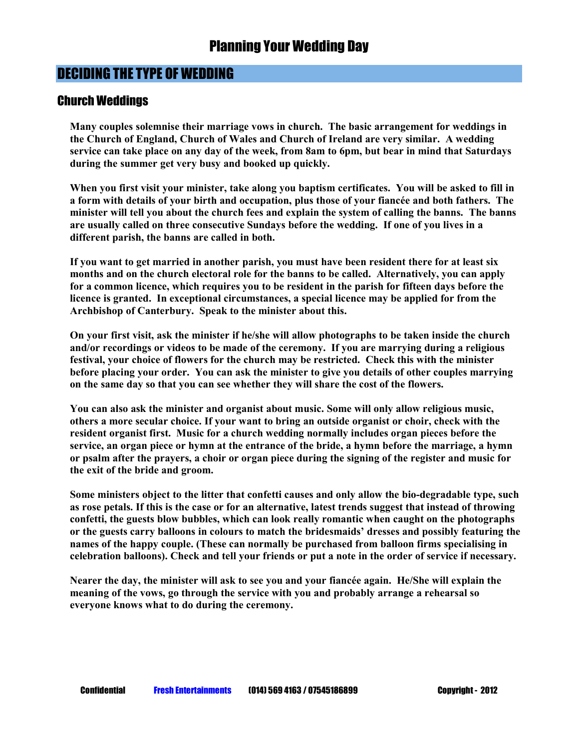# Planning Your Wedding Day

## DECIDING THE TYPE OF WEDDING

### Church Weddings

**Many couples solemnise their marriage vows in church. The basic arrangement for weddings in the Church of England, Church of Wales and Church of Ireland are very similar. A wedding service can take place on any day of the week, from 8am to 6pm, but bear in mind that Saturdays during the summer get very busy and booked up quickly.**

**When you first visit your minister, take along you baptism certificates. You will be asked to fill in a form with details of your birth and occupation, plus those of your fiancée and both fathers. The minister will tell you about the church fees and explain the system of calling the banns. The banns are usually called on three consecutive Sundays before the wedding. If one of you lives in a different parish, the banns are called in both.**

**If you want to get married in another parish, you must have been resident there for at least six months and on the church electoral role for the banns to be called. Alternatively, you can apply for a common licence, which requires you to be resident in the parish for fifteen days before the licence is granted. In exceptional circumstances, a special licence may be applied for from the Archbishop of Canterbury. Speak to the minister about this.**

**On your first visit, ask the minister if he/she will allow photographs to be taken inside the church and/or recordings or videos to be made of the ceremony. If you are marrying during a religious festival, your choice of flowers for the church may be restricted. Check this with the minister before placing your order. You can ask the minister to give you details of other couples marrying on the same day so that you can see whether they will share the cost of the flowers.**

**You can also ask the minister and organist about music. Some will only allow religious music, others a more secular choice. If your want to bring an outside organist or choir, check with the resident organist first. Music for a church wedding normally includes organ pieces before the service, an organ piece or hymn at the entrance of the bride, a hymn before the marriage, a hymn or psalm after the prayers, a choir or organ piece during the signing of the register and music for the exit of the bride and groom.**

**Some ministers object to the litter that confetti causes and only allow the bio-degradable type, such as rose petals. If this is the case or for an alternative, latest trends suggest that instead of throwing confetti, the guests blow bubbles, which can look really romantic when caught on the photographs or the guests carry balloons in colours to match the bridesmaids' dresses and possibly featuring the names of the happy couple. (These can normally be purchased from balloon firms specialising in celebration balloons). Check and tell your friends or put a note in the order of service if necessary.**

**Nearer the day, the minister will ask to see you and your fiancée again. He/She will explain the meaning of the vows, go through the service with you and probably arrange a rehearsal so everyone knows what to do during the ceremony.**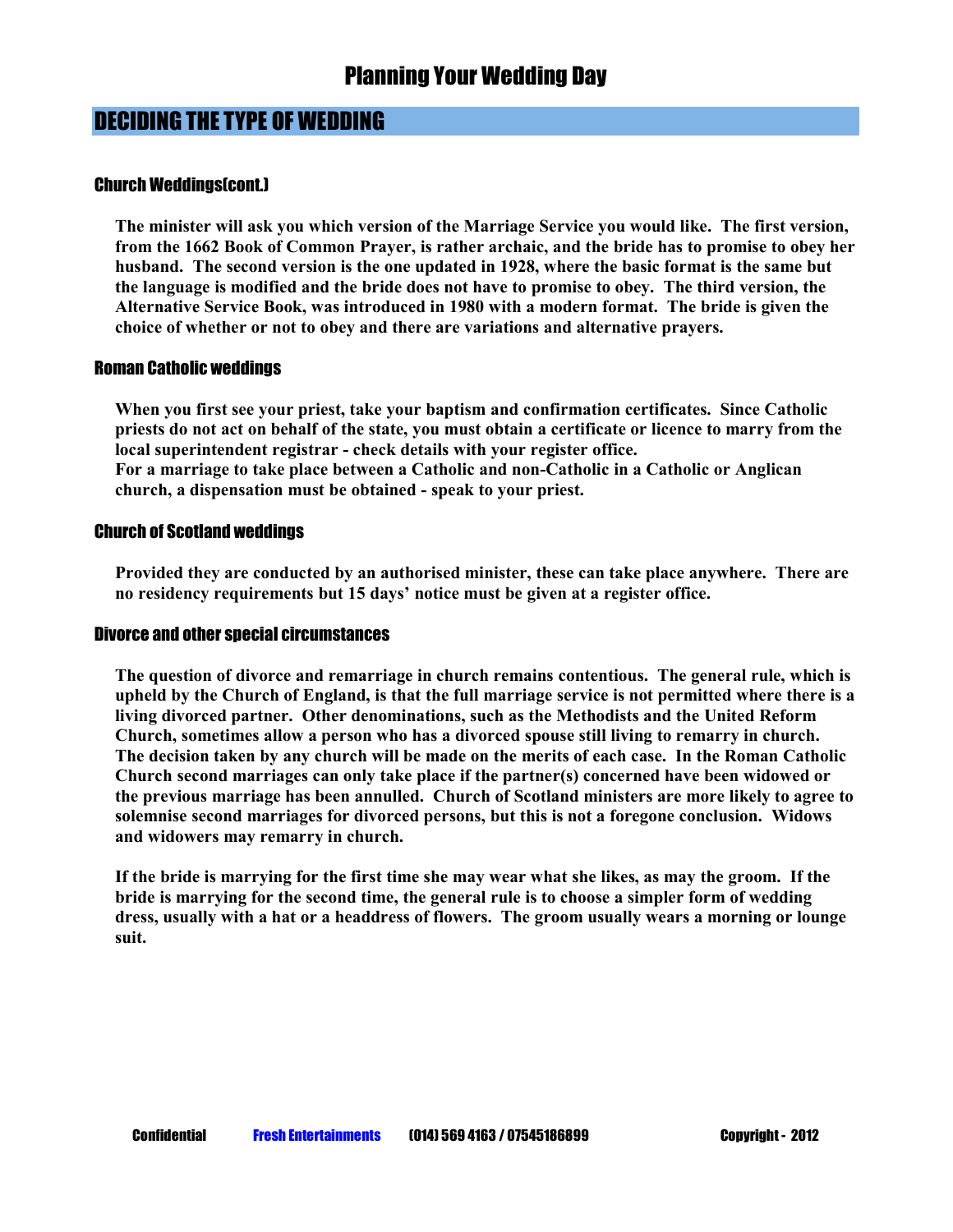# Planning Your Wedding Day

## DECIDING THE TYPE OF WEDDING

### Church Weddings(cont.)

**The minister will ask you which version of the Marriage Service you would like. The first version, from the 1662 Book of Common Prayer, is rather archaic, and the bride has to promise to obey her husband. The second version is the one updated in 1928, where the basic format is the same but the language is modified and the bride does not have to promise to obey. The third version, the Alternative Service Book, was introduced in 1980 with a modern format. The bride is given the choice of whether or not to obey and there are variations and alternative prayers.**

### Roman Catholic weddings

**When you first see your priest, take your baptism and confirmation certificates. Since Catholic priests do not act on behalf of the state, you must obtain a certificate or licence to marry from the local superintendent registrar - check details with your register office.**
**For a marriage to take place between a Catholic and non-Catholic in a Catholic or Anglican church, a dispensation must be obtained - speak to your priest.**

### Church of Scotland weddings

**Provided they are conducted by an authorised minister, these can take place anywhere. There are no residency requirements but 15 days' notice must be given at a register office.**

### Divorce and other special circumstances

**The question of divorce and remarriage in church remains contentious. The general rule, which is upheld by the Church of England, is that the full marriage service is not permitted where there is a living divorced partner. Other denominations, such as the Methodists and the United Reform Church, sometimes allow a person who has a divorced spouse still living to remarry in church. The decision taken by any church will be made on the merits of each case. In the Roman Catholic Church second marriages can only take place if the partner(s) concerned have been widowed or the previous marriage has been annulled. Church of Scotland ministers are more likely to agree to solemnise second marriages for divorced persons, but this is not a foregone conclusion. Widows and widowers may remarry in church.**

**If the bride is marrying for the first time she may wear what she likes, as may the groom. If the bride is marrying for the second time, the general rule is to choose a simpler form of wedding dress, usually with a hat or a headdress of flowers. The groom usually wears a morning or lounge suit.**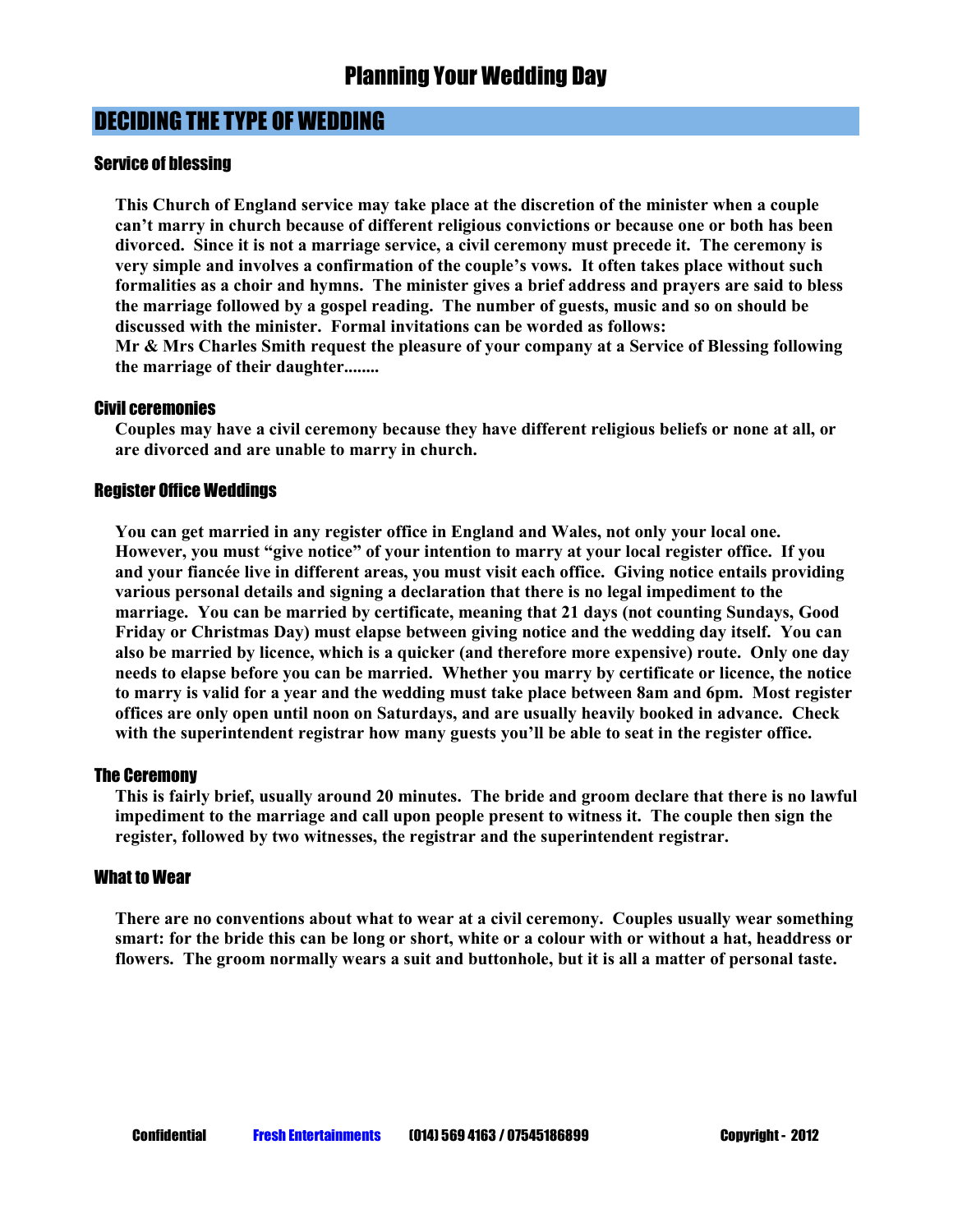# Planning Your Wedding Day

## DECIDING THE TYPE OF WEDDING

### Service of blessing

**This Church of England service may take place at the discretion of the minister when a couple can't marry in church because of different religious convictions or because one or both has been divorced. Since it is not a marriage service, a civil ceremony must precede it. The ceremony is very simple and involves a confirmation of the couple's vows. It often takes place without such formalities as a choir and hymns. The minister gives a brief address and prayers are said to bless the marriage followed by a gospel reading. The number of guests, music and so on should be discussed with the minister. Formal invitations can be worded as follows:**
**Mr & Mrs Charles Smith request the pleasure of your company at a Service of Blessing following the marriage of their daughter........**

### Civil ceremonies

**Couples may have a civil ceremony because they have different religious beliefs or none at all, or are divorced and are unable to marry in church.**

### Register Office Weddings

**You can get married in any register office in England and Wales, not only your local one. However, you must "give notice" of your intention to marry at your local register office. If you and your fiancée live in different areas, you must visit each office. Giving notice entails providing various personal details and signing a declaration that there is no legal impediment to the marriage. You can be married by certificate, meaning that 21 days (not counting Sundays, Good Friday or Christmas Day) must elapse between giving notice and the wedding day itself. You can also be married by licence, which is a quicker (and therefore more expensive) route. Only one day needs to elapse before you can be married. Whether you marry by certificate or licence, the notice to marry is valid for a year and the wedding must take place between 8am and 6pm. Most register offices are only open until noon on Saturdays, and are usually heavily booked in advance. Check with the superintendent registrar how many guests you'll be able to seat in the register office.**

### The Ceremony

**This is fairly brief, usually around 20 minutes. The bride and groom declare that there is no lawful impediment to the marriage and call upon people present to witness it. The couple then sign the register, followed by two witnesses, the registrar and the superintendent registrar.**

### What to Wear

**There are no conventions about what to wear at a civil ceremony. Couples usually wear something smart: for the bride this can be long or short, white or a colour with or without a hat, headdress or flowers. The groom normally wears a suit and buttonhole, but it is all a matter of personal taste.**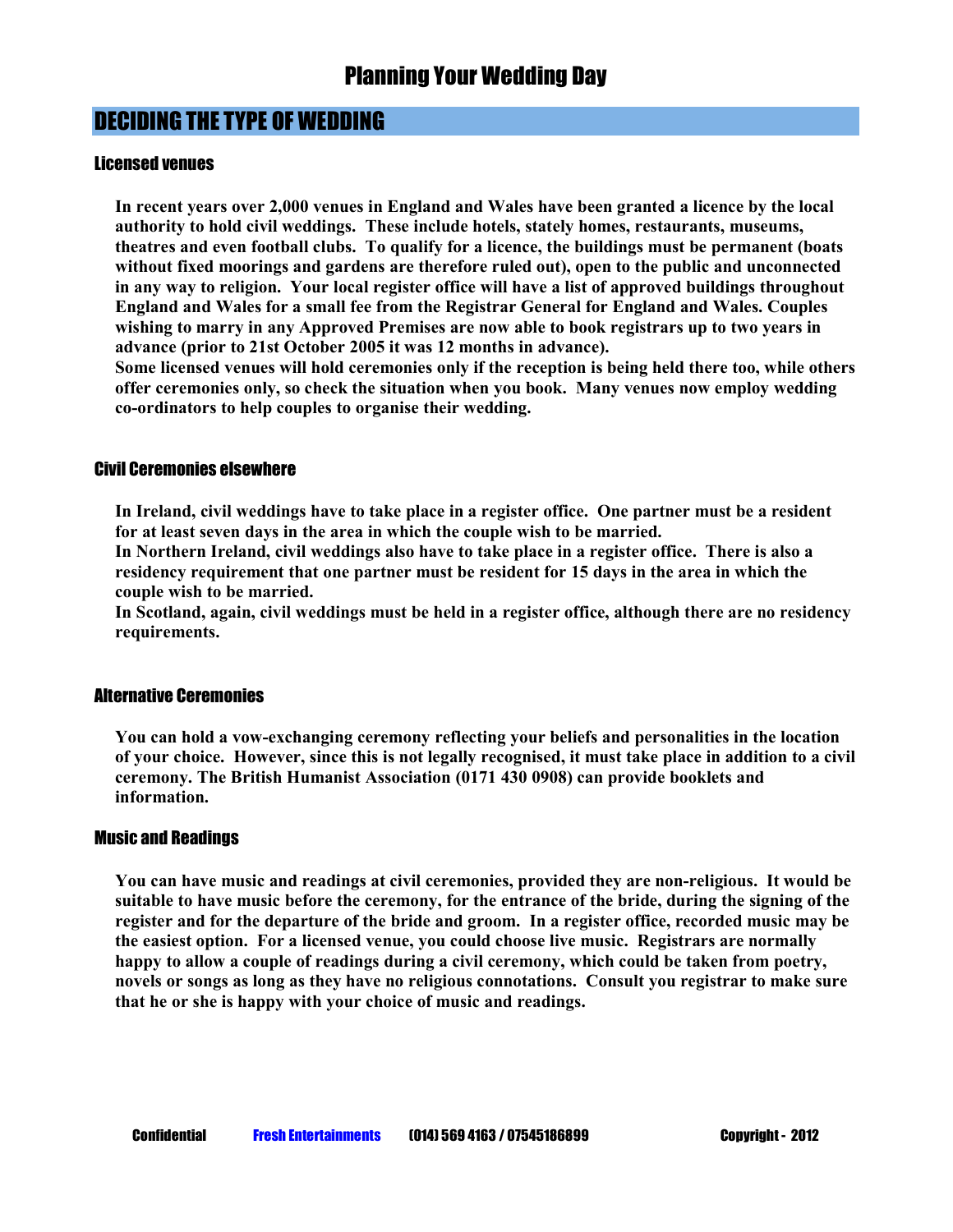# Planning Your Wedding Day

## DECIDING THE TYPE OF WEDDING

### Licensed venues

**In recent years over 2,000 venues in England and Wales have been granted a licence by the local authority to hold civil weddings. These include hotels, stately homes, restaurants, museums, theatres and even football clubs. To qualify for a licence, the buildings must be permanent (boats without fixed moorings and gardens are therefore ruled out), open to the public and unconnected in any way to religion. Your local register office will have a list of approved buildings throughout England and Wales for a small fee from the Registrar General for England and Wales. Couples wishing to marry in any Approved Premises are now able to book registrars up to two years in advance (prior to 21st October 2005 it was 12 months in advance).**

**Some licensed venues will hold ceremonies only if the reception is being held there too, while others offer ceremonies only, so check the situation when you book. Many venues now employ wedding co-ordinators to help couples to organise their wedding.**

### Civil Ceremonies elsewhere

**In Ireland, civil weddings have to take place in a register office. One partner must be a resident for at least seven days in the area in which the couple wish to be married.**

**In Northern Ireland, civil weddings also have to take place in a register office. There is also a residency requirement that one partner must be resident for 15 days in the area in which the couple wish to be married.**

**In Scotland, again, civil weddings must be held in a register office, although there are no residency requirements.**

### Alternative Ceremonies

**You can hold a vow-exchanging ceremony reflecting your beliefs and personalities in the location of your choice. However, since this is not legally recognised, it must take place in addition to a civil ceremony. The British Humanist Association (0171 430 0908) can provide booklets and information.**

### Music and Readings

**You can have music and readings at civil ceremonies, provided they are non-religious. It would be suitable to have music before the ceremony, for the entrance of the bride, during the signing of the register and for the departure of the bride and groom. In a register office, recorded music may be the easiest option. For a licensed venue, you could choose live music. Registrars are normally happy to allow a couple of readings during a civil ceremony, which could be taken from poetry, novels or songs as long as they have no religious connotations. Consult you registrar to make sure that he or she is happy with your choice of music and readings.**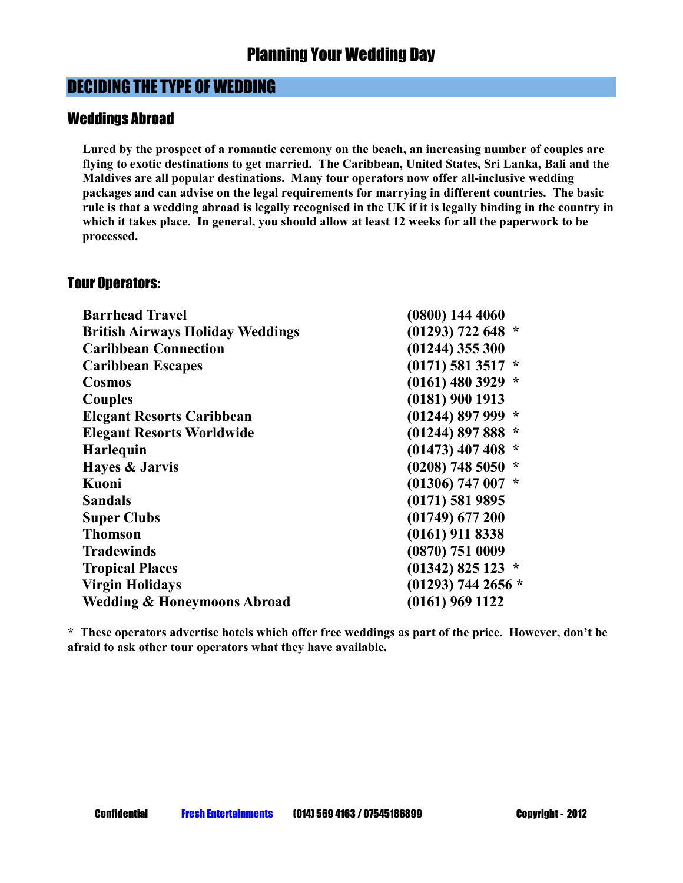# Planning Your Wedding Day

## DECIDING THE TYPE OF WEDDING

### Weddings Abroad

**Lured by the prospect of a romantic ceremony on the beach, an increasing number of couples are flying to exotic destinations to get married. The Caribbean, United States, Sri Lanka, Bali and the Maldives are all popular destinations. Many tour operators now offer all-inclusive wedding packages and can advise on the legal requirements for marrying in different countries. The basic rule is that a wedding abroad is legally recognised in the UK if it is legally binding in the country in which it takes place. In general, you should allow at least 12 weeks for all the paperwork to be processed.**

### Tour Operators:

| | |
|---|---|
| **Barrhead Travel** | **(0800) 144 4060** |
| **British Airways Holiday Weddings** | **(01293) 722 648 *** |
| **Caribbean Connection** | **(01244) 355 300** |
| **Caribbean Escapes** | **(0171) 581 3517 *** |
| **Cosmos** | **(0161) 480 3929 *** |
| **Couples** | **(0181) 900 1913** |
| **Elegant Resorts Caribbean** | **(01244) 897 999 *** |
| **Elegant Resorts Worldwide** | **(01244) 897 888 *** |
| **Harlequin** | **(01473) 407 408 *** |
| **Hayes & Jarvis** | **(0208) 748 5050 *** |
| **Kuoni** | **(01306) 747 007 *** |
| **Sandals** | **(0171) 581 9895** |
| **Super Clubs** | **(01749) 677 200** |
| **Thomson** | **(0161) 911 8338** |
| **Tradewinds** | **(0870) 751 0009** |
| **Tropical Places** | **(01342) 825 123 *** |
| **Virgin Holidays** | **(01293) 744 2656 *** |
| **Wedding & Honeymoons Abroad** | **(0161) 969 1122** |

**\* These operators advertise hotels which offer free weddings as part of the price. However, don't be afraid to ask other tour operators what they have available.**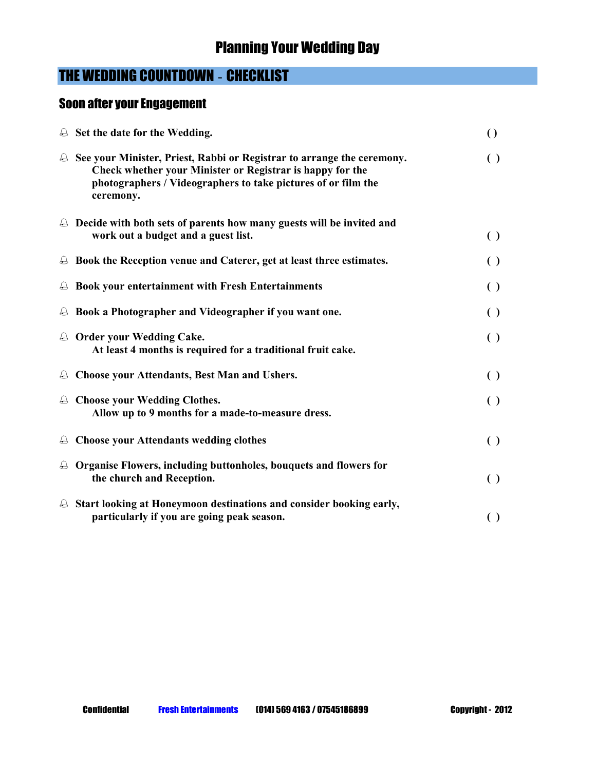# Planning Your Wedding Day

## THE WEDDING COUNTDOWN - CHECKLIST

### Soon after your Engagement

- **Set the date for the Wedding.** ( )
- **See your Minister, Priest, Rabbi or Registrar to arrange the ceremony. Check whether your Minister or Registrar is happy for the photographers / Videographers to take pictures of or film the ceremony.** ( )
- **Decide with both sets of parents how many guests will be invited and work out a budget and a guest list.** ( )
- **Book the Reception venue and Caterer, get at least three estimates.** ( )
- **Book your entertainment with Fresh Entertainments** ( )
- **Book a Photographer and Videographer if you want one.** ( )
- **Order your Wedding Cake. At least 4 months is required for a traditional fruit cake.** ( )
- **Choose your Attendants, Best Man and Ushers.** ( )
- **Choose your Wedding Clothes. Allow up to 9 months for a made-to-measure dress.** ( )
- **Choose your Attendants wedding clothes** ( )
- **Organise Flowers, including buttonholes, bouquets and flowers for the church and Reception.** ( )
- **Start looking at Honeymoon destinations and consider booking early, particularly if you are going peak season.** ( )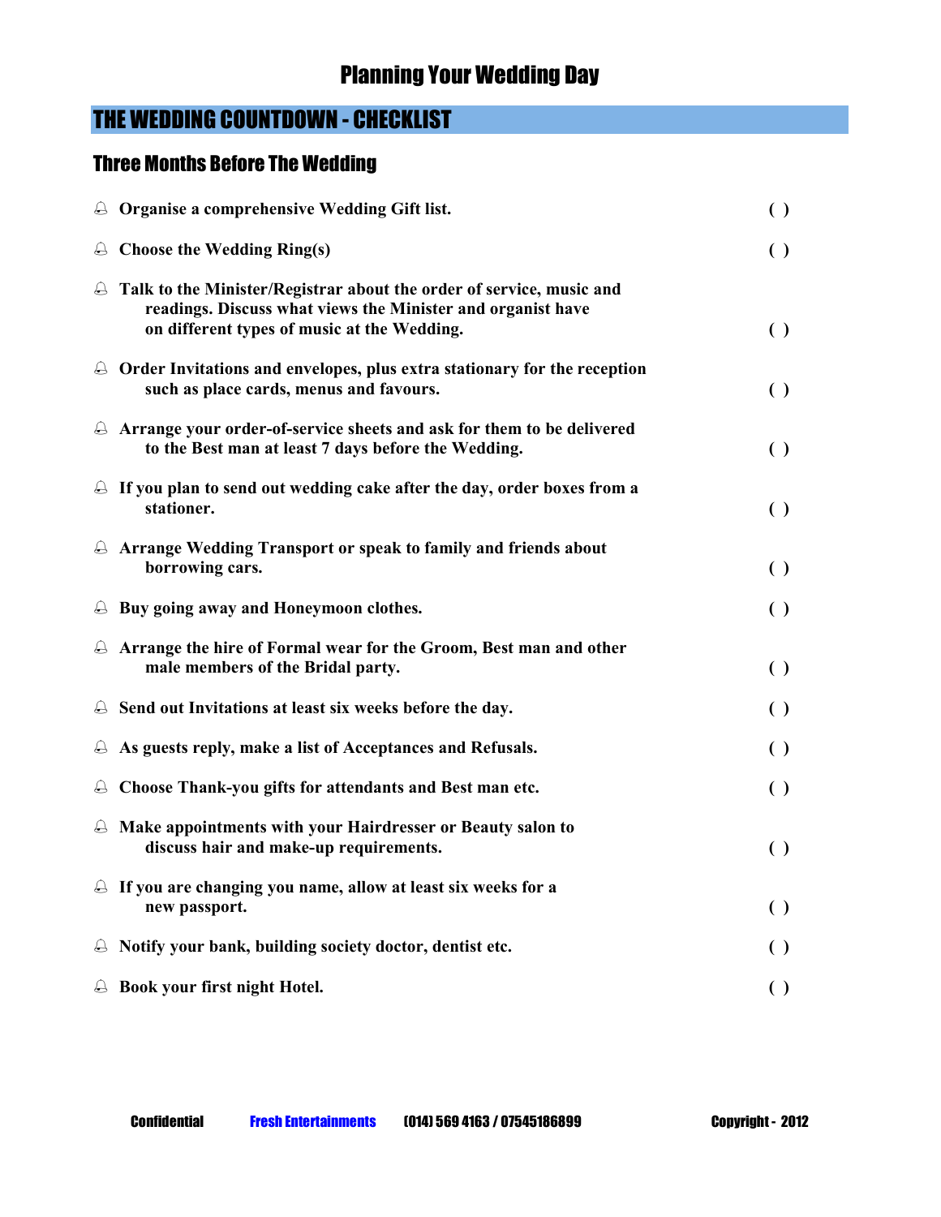# Planning Your Wedding Day

## THE WEDDING COUNTDOWN - CHECKLIST

### Three Months Before The Wedding

- **Organise a comprehensive Wedding Gift list.** ( )
- **Choose the Wedding Ring(s)** ( )
- **Talk to the Minister/Registrar about the order of service, music and readings. Discuss what views the Minister and organist have on different types of music at the Wedding.** ( )
- **Order Invitations and envelopes, plus extra stationary for the reception such as place cards, menus and favours.** ( )
- **Arrange your order-of-service sheets and ask for them to be delivered to the Best man at least 7 days before the Wedding.** ( )
- **If you plan to send out wedding cake after the day, order boxes from a stationer.** ( )
- **Arrange Wedding Transport or speak to family and friends about borrowing cars.** ( )
- **Buy going away and Honeymoon clothes.** ( )
- **Arrange the hire of Formal wear for the Groom, Best man and other male members of the Bridal party.** ( )
- **Send out Invitations at least six weeks before the day.** ( )
- **As guests reply, make a list of Acceptances and Refusals.** ( )
- **Choose Thank-you gifts for attendants and Best man etc.** ( )
- **Make appointments with your Hairdresser or Beauty salon to discuss hair and make-up requirements.** ( )
- **If you are changing you name, allow at least six weeks for a new passport.** ( )
- **Notify your bank, building society doctor, dentist etc.** ( )
- **Book your first night Hotel.** ( )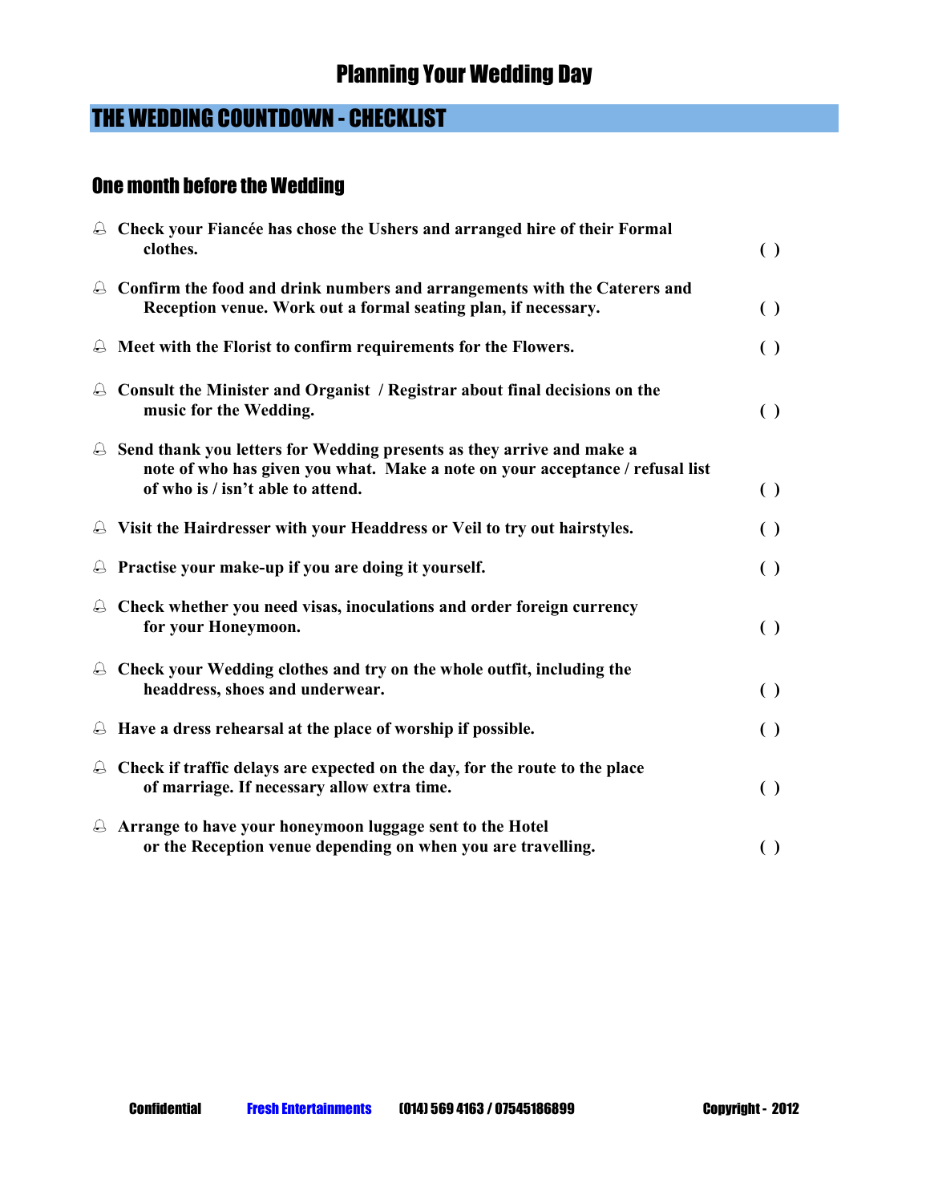# Planning Your Wedding Day

## THE WEDDING COUNTDOWN - CHECKLIST

### One month before the Wedding

- **Check your Fiancée has chose the Ushers and arranged hire of their Formal clothes.** ( )
- **Confirm the food and drink numbers and arrangements with the Caterers and Reception venue. Work out a formal seating plan, if necessary.** ( )
- **Meet with the Florist to confirm requirements for the Flowers.** ( )
- **Consult the Minister and Organist / Registrar about final decisions on the music for the Wedding.** ( )
- **Send thank you letters for Wedding presents as they arrive and make a note of who has given you what. Make a note on your acceptance / refusal list of who is / isn't able to attend.** ( )
- **Visit the Hairdresser with your Headdress or Veil to try out hairstyles.** ( )
- **Practise your make-up if you are doing it yourself.** ( )
- **Check whether you need visas, inoculations and order foreign currency for your Honeymoon.** ( )
- **Check your Wedding clothes and try on the whole outfit, including the headdress, shoes and underwear.** ( )
- **Have a dress rehearsal at the place of worship if possible.** ( )
- **Check if traffic delays are expected on the day, for the route to the place of marriage. If necessary allow extra time.** ( )
- **Arrange to have your honeymoon luggage sent to the Hotel or the Reception venue depending on when you are travelling.** ( )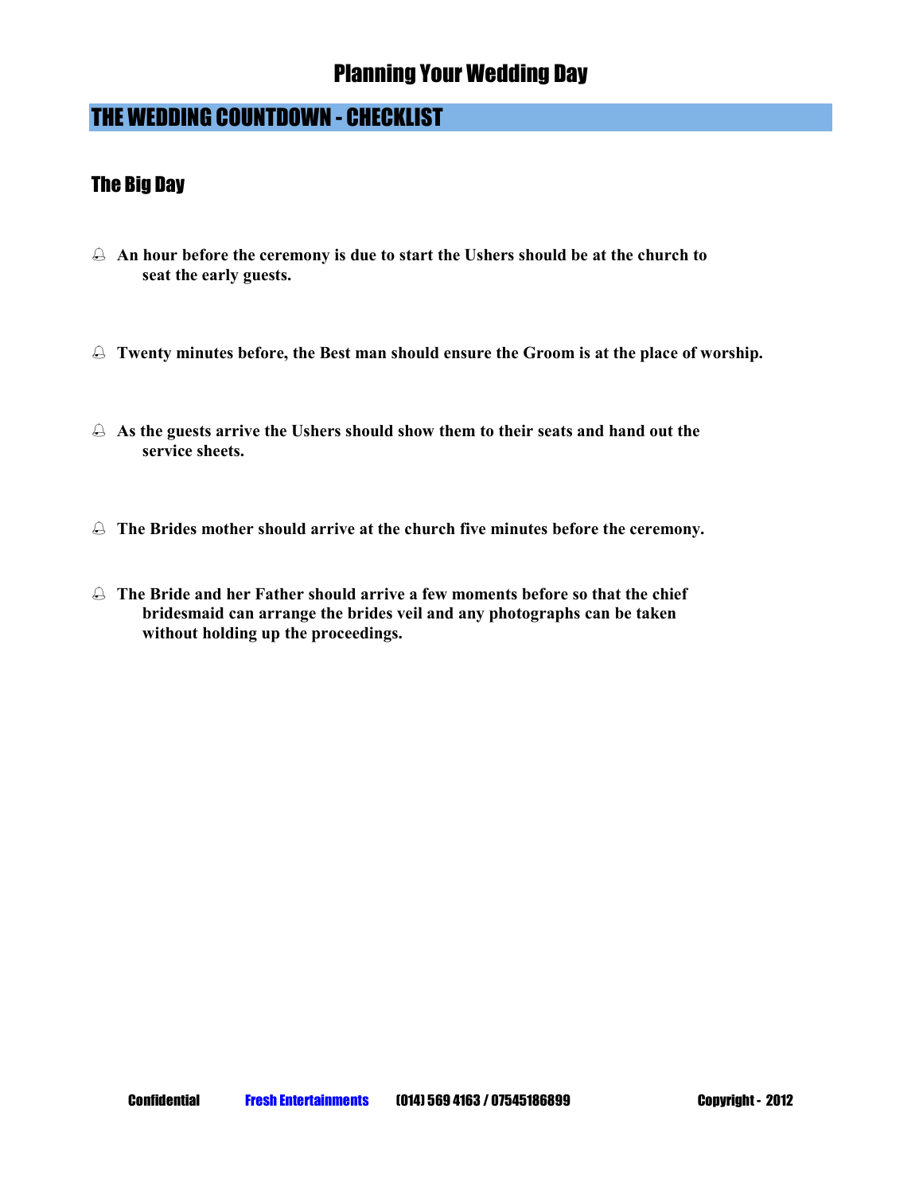# Planning Your Wedding Day

## THE WEDDING COUNTDOWN - CHECKLIST

### The Big Day

- **An hour before the ceremony is due to start the Ushers should be at the church to seat the early guests.**

- **Twenty minutes before, the Best man should ensure the Groom is at the place of worship.**

- **As the guests arrive the Ushers should show them to their seats and hand out the service sheets.**

- **The Brides mother should arrive at the church five minutes before the ceremony.**

- **The Bride and her Father should arrive a few moments before so that the chief bridesmaid can arrange the brides veil and any photographs can be taken without holding up the proceedings.**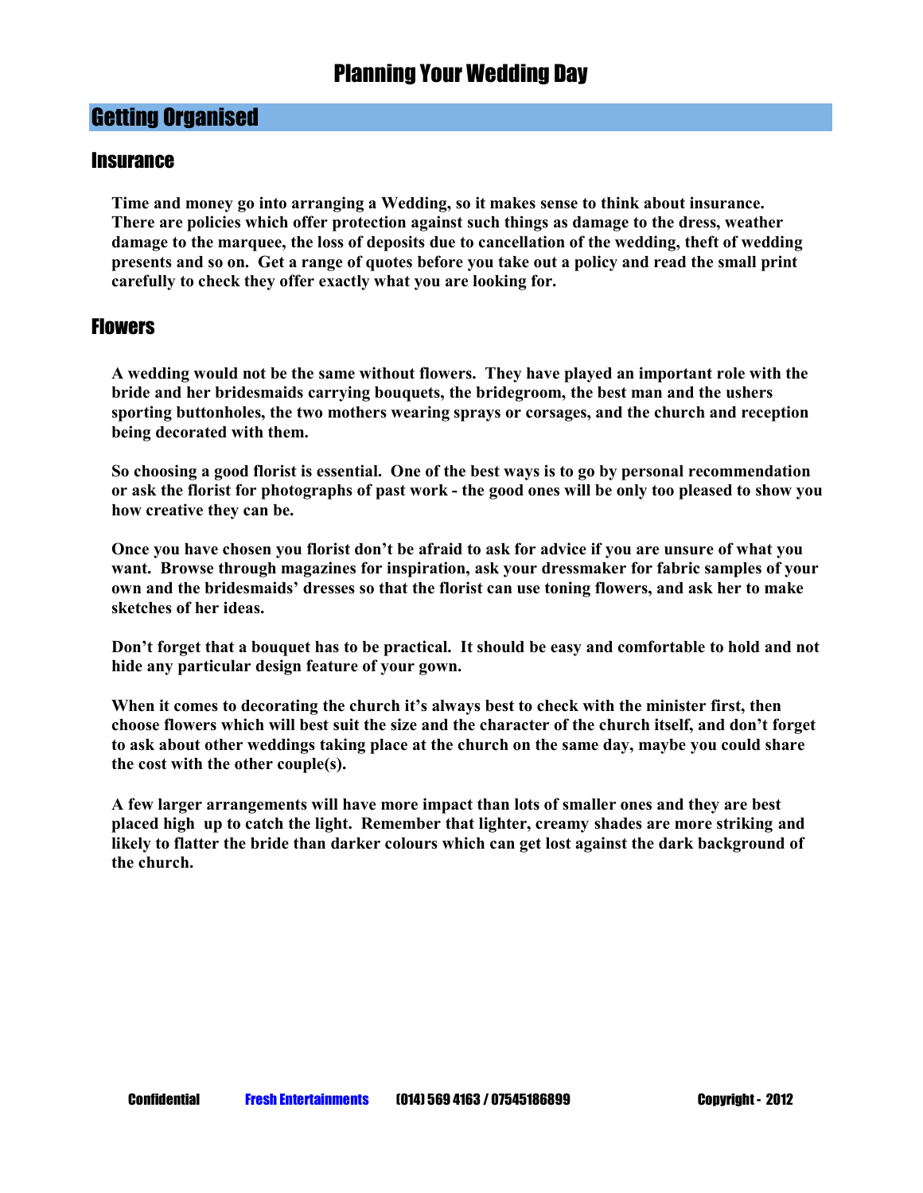# Planning Your Wedding Day

## Getting Organised

### Insurance

**Time and money go into arranging a Wedding, so it makes sense to think about insurance. There are policies which offer protection against such things as damage to the dress, weather damage to the marquee, the loss of deposits due to cancellation of the wedding, theft of wedding presents and so on. Get a range of quotes before you take out a policy and read the small print carefully to check they offer exactly what you are looking for.**

### Flowers

**A wedding would not be the same without flowers. They have played an important role with the bride and her bridesmaids carrying bouquets, the bridegroom, the best man and the ushers sporting buttonholes, the two mothers wearing sprays or corsages, and the church and reception being decorated with them.**

**So choosing a good florist is essential. One of the best ways is to go by personal recommendation or ask the florist for photographs of past work - the good ones will be only too pleased to show you how creative they can be.**

**Once you have chosen you florist don't be afraid to ask for advice if you are unsure of what you want. Browse through magazines for inspiration, ask your dressmaker for fabric samples of your own and the bridesmaids' dresses so that the florist can use toning flowers, and ask her to make sketches of her ideas.**

**Don't forget that a bouquet has to be practical. It should be easy and comfortable to hold and not hide any particular design feature of your gown.**

**When it comes to decorating the church it's always best to check with the minister first, then choose flowers which will best suit the size and the character of the church itself, and don't forget to ask about other weddings taking place at the church on the same day, maybe you could share the cost with the other couple(s).**

**A few larger arrangements will have more impact than lots of smaller ones and they are best placed high up to catch the light. Remember that lighter, creamy shades are more striking and likely to flatter the bride than darker colours which can get lost against the dark background of the church.**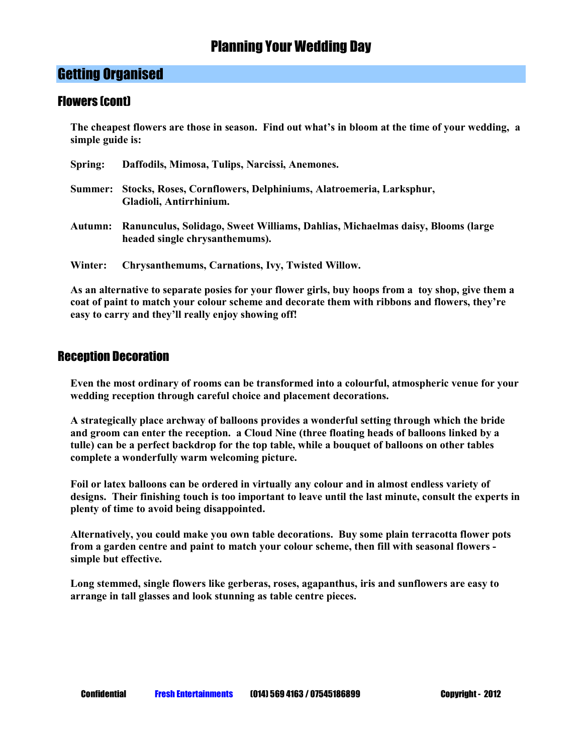# Planning Your Wedding Day

## Getting Organised

### Flowers (cont)

**The cheapest flowers are those in season. Find out what's in bloom at the time of your wedding, a simple guide is:**

**Spring:** **Daffodils, Mimosa, Tulips, Narcissi, Anemones.**

**Summer:** **Stocks, Roses, Cornflowers, Delphiniums, Alatroemeria, Larksphur, Gladioli, Antirrhinium.**

**Autumn:** **Ranunculus, Solidago, Sweet Williams, Dahlias, Michaelmas daisy, Blooms (large headed single chrysanthemums).**

**Winter:** **Chrysanthemums, Carnations, Ivy, Twisted Willow.**

**As an alternative to separate posies for your flower girls, buy hoops from a toy shop, give them a coat of paint to match your colour scheme and decorate them with ribbons and flowers, they're easy to carry and they'll really enjoy showing off!**

### Reception Decoration

**Even the most ordinary of rooms can be transformed into a colourful, atmospheric venue for your wedding reception through careful choice and placement decorations.**

**A strategically place archway of balloons provides a wonderful setting through which the bride and groom can enter the reception. a Cloud Nine (three floating heads of balloons linked by a tulle) can be a perfect backdrop for the top table, while a bouquet of balloons on other tables complete a wonderfully warm welcoming picture.**

**Foil or latex balloons can be ordered in virtually any colour and in almost endless variety of designs. Their finishing touch is too important to leave until the last minute, consult the experts in plenty of time to avoid being disappointed.**

**Alternatively, you could make you own table decorations. Buy some plain terracotta flower pots from a garden centre and paint to match your colour scheme, then fill with seasonal flowers - simple but effective.**

**Long stemmed, single flowers like gerberas, roses, agapanthus, iris and sunflowers are easy to arrange in tall glasses and look stunning as table centre pieces.**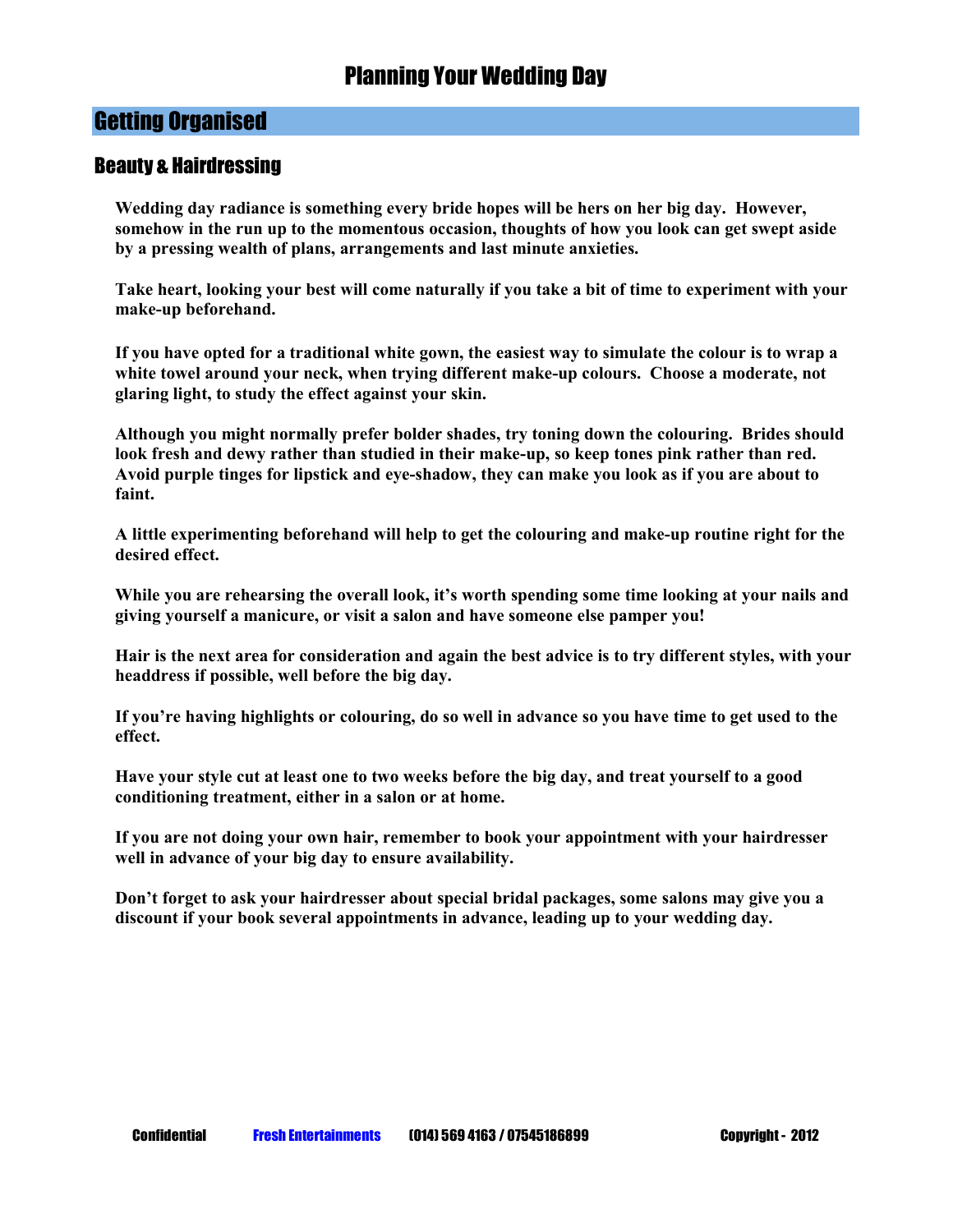# Planning Your Wedding Day

## Getting Organised

### Beauty & Hairdressing

**Wedding day radiance is something every bride hopes will be hers on her big day. However, somehow in the run up to the momentous occasion, thoughts of how you look can get swept aside by a pressing wealth of plans, arrangements and last minute anxieties.**

**Take heart, looking your best will come naturally if you take a bit of time to experiment with your make-up beforehand.**

**If you have opted for a traditional white gown, the easiest way to simulate the colour is to wrap a white towel around your neck, when trying different make-up colours. Choose a moderate, not glaring light, to study the effect against your skin.**

**Although you might normally prefer bolder shades, try toning down the colouring. Brides should look fresh and dewy rather than studied in their make-up, so keep tones pink rather than red. Avoid purple tinges for lipstick and eye-shadow, they can make you look as if you are about to faint.**

**A little experimenting beforehand will help to get the colouring and make-up routine right for the desired effect.**

**While you are rehearsing the overall look, it's worth spending some time looking at your nails and giving yourself a manicure, or visit a salon and have someone else pamper you!**

**Hair is the next area for consideration and again the best advice is to try different styles, with your headdress if possible, well before the big day.**

**If you're having highlights or colouring, do so well in advance so you have time to get used to the effect.**

**Have your style cut at least one to two weeks before the big day, and treat yourself to a good conditioning treatment, either in a salon or at home.**

**If you are not doing your own hair, remember to book your appointment with your hairdresser well in advance of your big day to ensure availability.**

**Don't forget to ask your hairdresser about special bridal packages, some salons may give you a discount if your book several appointments in advance, leading up to your wedding day.**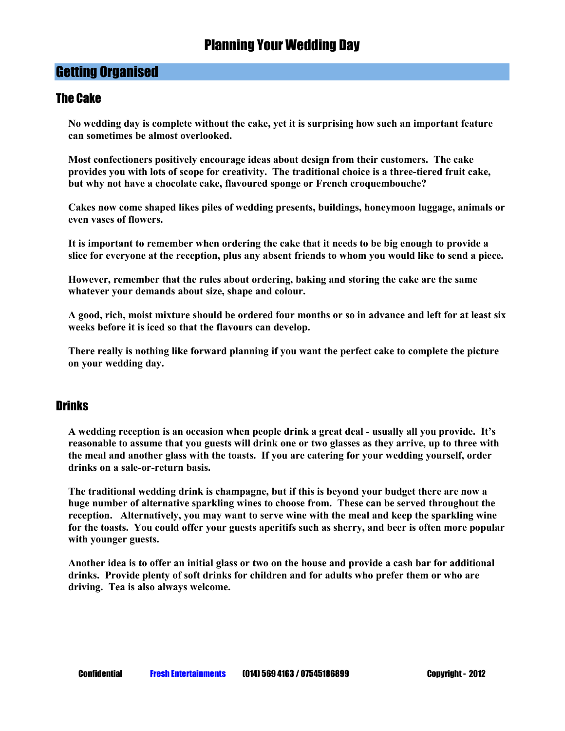# Planning Your Wedding Day

## Getting Organised

### The Cake

**No wedding day is complete without the cake, yet it is surprising how such an important feature can sometimes be almost overlooked.**

**Most confectioners positively encourage ideas about design from their customers. The cake provides you with lots of scope for creativity. The traditional choice is a three-tiered fruit cake, but why not have a chocolate cake, flavoured sponge or French croquembouche?**

**Cakes now come shaped likes piles of wedding presents, buildings, honeymoon luggage, animals or even vases of flowers.**

**It is important to remember when ordering the cake that it needs to be big enough to provide a slice for everyone at the reception, plus any absent friends to whom you would like to send a piece.**

**However, remember that the rules about ordering, baking and storing the cake are the same whatever your demands about size, shape and colour.**

**A good, rich, moist mixture should be ordered four months or so in advance and left for at least six weeks before it is iced so that the flavours can develop.**

**There really is nothing like forward planning if you want the perfect cake to complete the picture on your wedding day.**

### Drinks

**A wedding reception is an occasion when people drink a great deal - usually all you provide. It's reasonable to assume that you guests will drink one or two glasses as they arrive, up to three with the meal and another glass with the toasts. If you are catering for your wedding yourself, order drinks on a sale-or-return basis.**

**The traditional wedding drink is champagne, but if this is beyond your budget there are now a huge number of alternative sparkling wines to choose from. These can be served throughout the reception. Alternatively, you may want to serve wine with the meal and keep the sparkling wine for the toasts. You could offer your guests aperitifs such as sherry, and beer is often more popular with younger guests.**

**Another idea is to offer an initial glass or two on the house and provide a cash bar for additional drinks. Provide plenty of soft drinks for children and for adults who prefer them or who are driving. Tea is also always welcome.**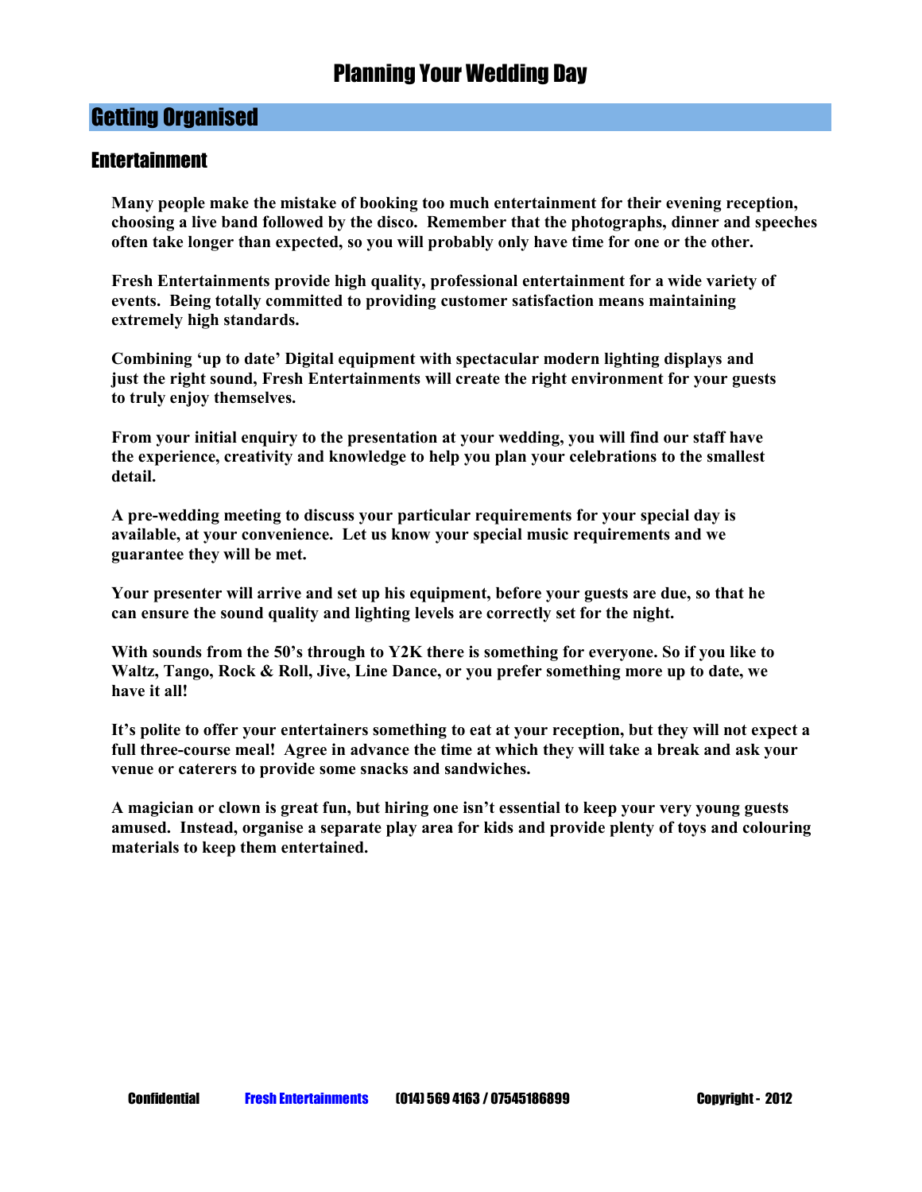# Planning Your Wedding Day

## Getting Organised

### Entertainment

**Many people make the mistake of booking too much entertainment for their evening reception, choosing a live band followed by the disco. Remember that the photographs, dinner and speeches often take longer than expected, so you will probably only have time for one or the other.**

**Fresh Entertainments provide high quality, professional entertainment for a wide variety of events. Being totally committed to providing customer satisfaction means maintaining extremely high standards.**

**Combining 'up to date' Digital equipment with spectacular modern lighting displays and just the right sound, Fresh Entertainments will create the right environment for your guests to truly enjoy themselves.**

**From your initial enquiry to the presentation at your wedding, you will find our staff have the experience, creativity and knowledge to help you plan your celebrations to the smallest detail.**

**A pre-wedding meeting to discuss your particular requirements for your special day is available, at your convenience. Let us know your special music requirements and we guarantee they will be met.**

**Your presenter will arrive and set up his equipment, before your guests are due, so that he can ensure the sound quality and lighting levels are correctly set for the night.**

**With sounds from the 50's through to Y2K there is something for everyone. So if you like to Waltz, Tango, Rock & Roll, Jive, Line Dance, or you prefer something more up to date, we have it all!**

**It's polite to offer your entertainers something to eat at your reception, but they will not expect a full three-course meal! Agree in advance the time at which they will take a break and ask your venue or caterers to provide some snacks and sandwiches.**

**A magician or clown is great fun, but hiring one isn't essential to keep your very young guests amused. Instead, organise a separate play area for kids and provide plenty of toys and colouring materials to keep them entertained.**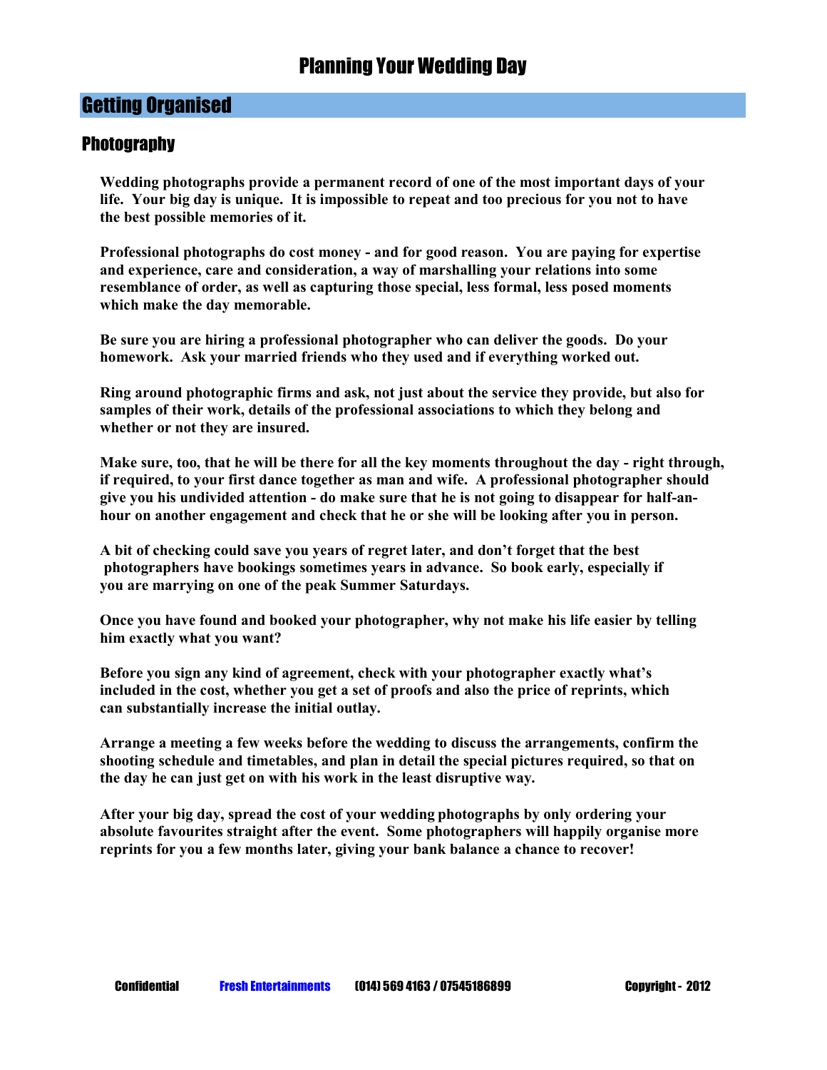# Planning Your Wedding Day

## Getting Organised

### Photography

**Wedding photographs provide a permanent record of one of the most important days of your life. Your big day is unique. It is impossible to repeat and too precious for you not to have the best possible memories of it.**

**Professional photographs do cost money - and for good reason. You are paying for expertise and experience, care and consideration, a way of marshalling your relations into some resemblance of order, as well as capturing those special, less formal, less posed moments which make the day memorable.**

**Be sure you are hiring a professional photographer who can deliver the goods. Do your homework. Ask your married friends who they used and if everything worked out.**

**Ring around photographic firms and ask, not just about the service they provide, but also for samples of their work, details of the professional associations to which they belong and whether or not they are insured.**

**Make sure, too, that he will be there for all the key moments throughout the day - right through, if required, to your first dance together as man and wife. A professional photographer should give you his undivided attention - do make sure that he is not going to disappear for half-an-hour on another engagement and check that he or she will be looking after you in person.**

**A bit of checking could save you years of regret later, and don't forget that the best photographers have bookings sometimes years in advance. So book early, especially if you are marrying on one of the peak Summer Saturdays.**

**Once you have found and booked your photographer, why not make his life easier by telling him exactly what you want?**

**Before you sign any kind of agreement, check with your photographer exactly what's included in the cost, whether you get a set of proofs and also the price of reprints, which can substantially increase the initial outlay.**

**Arrange a meeting a few weeks before the wedding to discuss the arrangements, confirm the shooting schedule and timetables, and plan in detail the special pictures required, so that on the day he can just get on with his work in the least disruptive way.**

**After your big day, spread the cost of your wedding photographs by only ordering your absolute favourites straight after the event. Some photographers will happily organise more reprints for you a few months later, giving your bank balance a chance to recover!**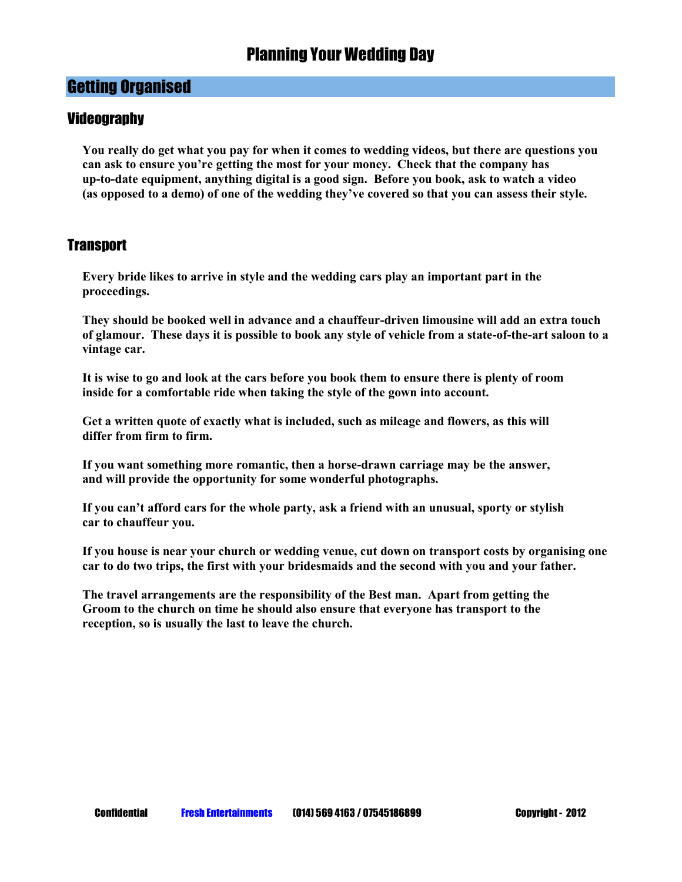# Planning Your Wedding Day

## Getting Organised

### Videography

**You really do get what you pay for when it comes to wedding videos, but there are questions you can ask to ensure you're getting the most for your money. Check that the company has up-to-date equipment, anything digital is a good sign. Before you book, ask to watch a video (as opposed to a demo) of one of the wedding they've covered so that you can assess their style.**

### Transport

**Every bride likes to arrive in style and the wedding cars play an important part in the proceedings.**

**They should be booked well in advance and a chauffeur-driven limousine will add an extra touch of glamour. These days it is possible to book any style of vehicle from a state-of-the-art saloon to a vintage car.**

**It is wise to go and look at the cars before you book them to ensure there is plenty of room inside for a comfortable ride when taking the style of the gown into account.**

**Get a written quote of exactly what is included, such as mileage and flowers, as this will differ from firm to firm.**

**If you want something more romantic, then a horse-drawn carriage may be the answer, and will provide the opportunity for some wonderful photographs.**

**If you can't afford cars for the whole party, ask a friend with an unusual, sporty or stylish car to chauffeur you.**

**If you house is near your church or wedding venue, cut down on transport costs by organising one car to do two trips, the first with your bridesmaids and the second with you and your father.**

**The travel arrangements are the responsibility of the Best man. Apart from getting the Groom to the church on time he should also ensure that everyone has transport to the reception, so is usually the last to leave the church.**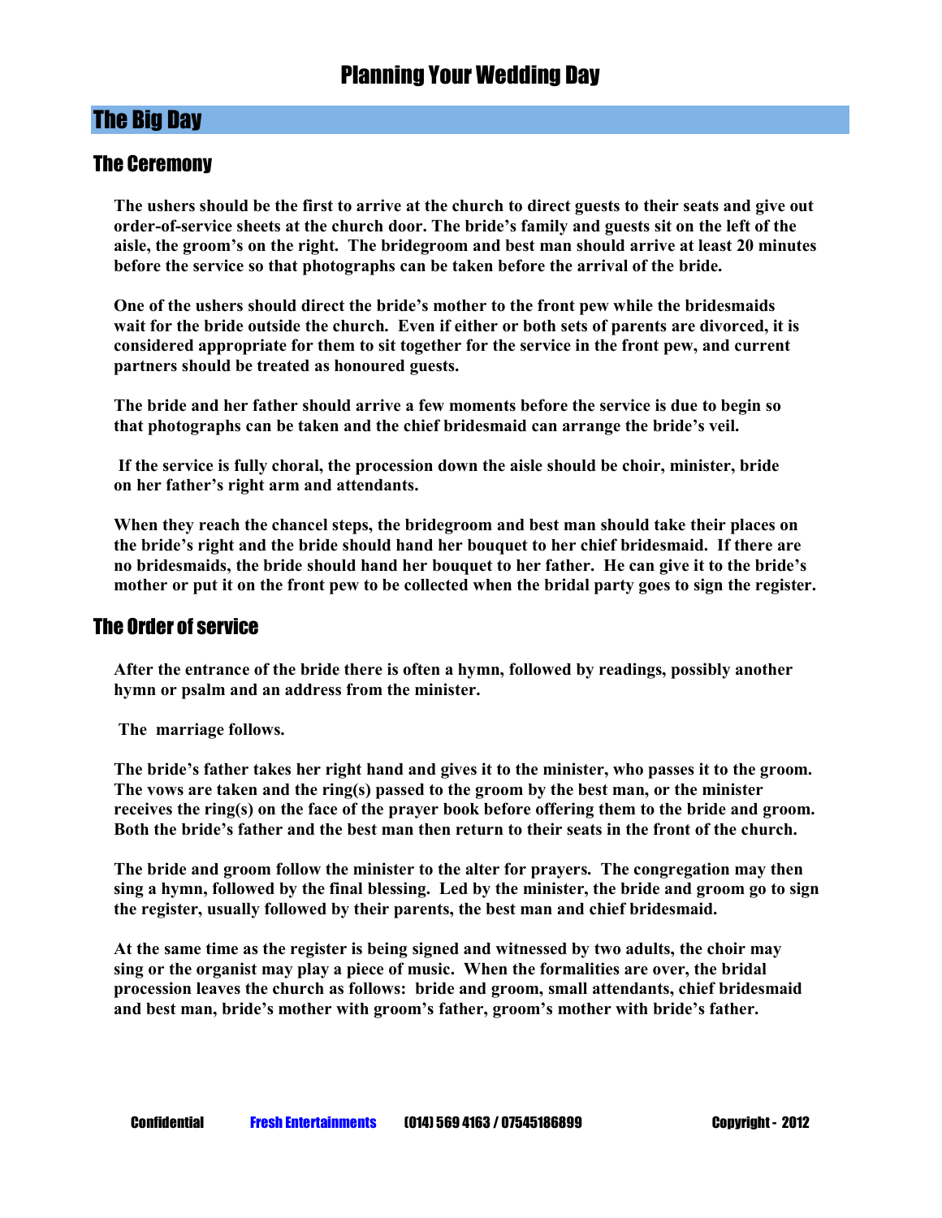# Planning Your Wedding Day

## The Big Day

### The Ceremony

**The ushers should be the first to arrive at the church to direct guests to their seats and give out order-of-service sheets at the church door. The bride's family and guests sit on the left of the aisle, the groom's on the right. The bridegroom and best man should arrive at least 20 minutes before the service so that photographs can be taken before the arrival of the bride.**

**One of the ushers should direct the bride's mother to the front pew while the bridesmaids wait for the bride outside the church. Even if either or both sets of parents are divorced, it is considered appropriate for them to sit together for the service in the front pew, and current partners should be treated as honoured guests.**

**The bride and her father should arrive a few moments before the service is due to begin so that photographs can be taken and the chief bridesmaid can arrange the bride's veil.**

**If the service is fully choral, the procession down the aisle should be choir, minister, bride on her father's right arm and attendants.**

**When they reach the chancel steps, the bridegroom and best man should take their places on the bride's right and the bride should hand her bouquet to her chief bridesmaid. If there are no bridesmaids, the bride should hand her bouquet to her father. He can give it to the bride's mother or put it on the front pew to be collected when the bridal party goes to sign the register.**

### The Order of service

**After the entrance of the bride there is often a hymn, followed by readings, possibly another hymn or psalm and an address from the minister.**

**The marriage follows.**

**The bride's father takes her right hand and gives it to the minister, who passes it to the groom. The vows are taken and the ring(s) passed to the groom by the best man, or the minister receives the ring(s) on the face of the prayer book before offering them to the bride and groom. Both the bride's father and the best man then return to their seats in the front of the church.**

**The bride and groom follow the minister to the alter for prayers. The congregation may then sing a hymn, followed by the final blessing. Led by the minister, the bride and groom go to sign the register, usually followed by their parents, the best man and chief bridesmaid.**

**At the same time as the register is being signed and witnessed by two adults, the choir may sing or the organist may play a piece of music. When the formalities are over, the bridal procession leaves the church as follows: bride and groom, small attendants, chief bridesmaid and best man, bride's mother with groom's father, groom's mother with bride's father.**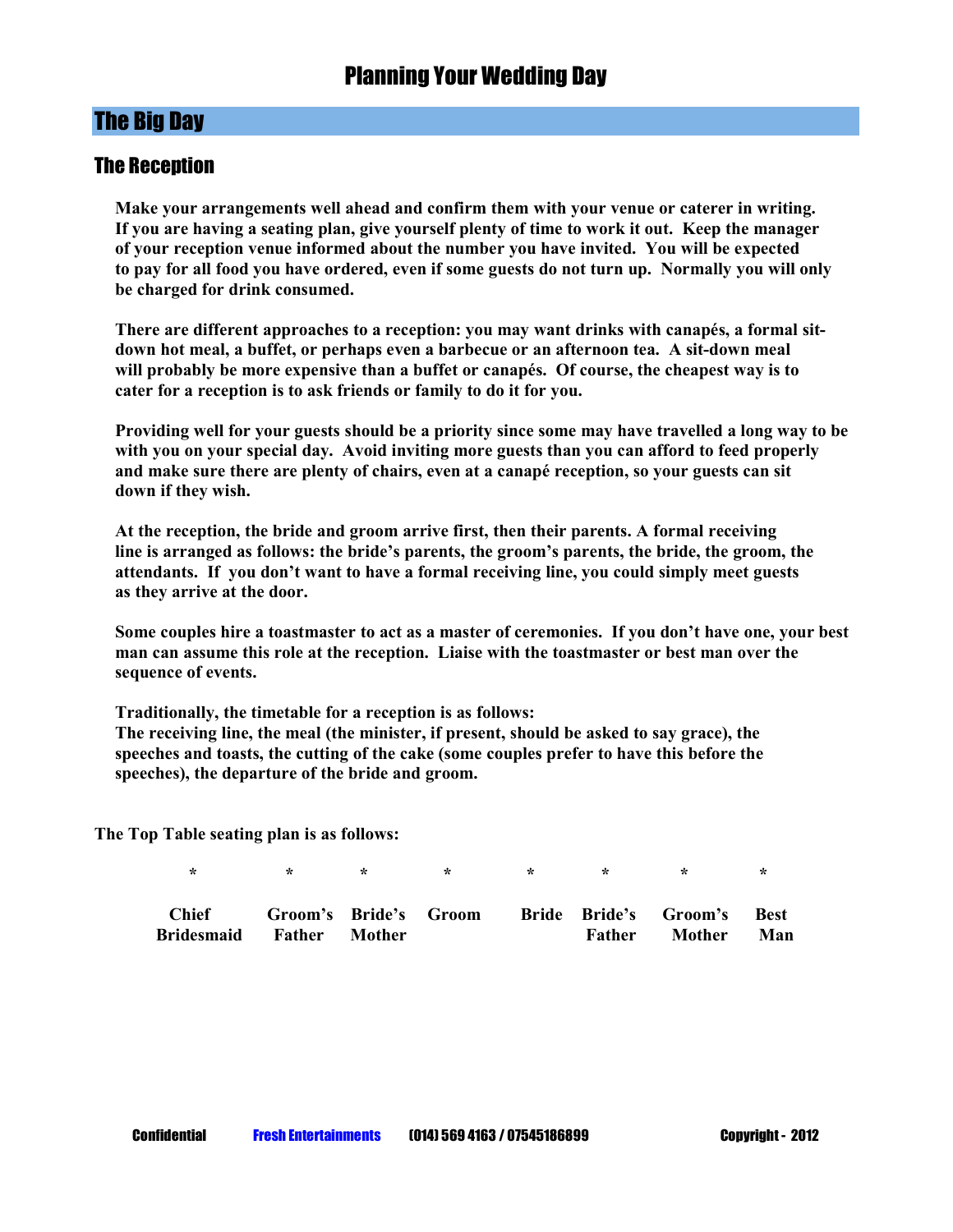# Planning Your Wedding Day

## The Big Day

### The Reception

**Make your arrangements well ahead and confirm them with your venue or caterer in writing. If you are having a seating plan, give yourself plenty of time to work it out. Keep the manager of your reception venue informed about the number you have invited. You will be expected to pay for all food you have ordered, even if some guests do not turn up. Normally you will only be charged for drink consumed.**

**There are different approaches to a reception: you may want drinks with canapés, a formal sit-down hot meal, a buffet, or perhaps even a barbecue or an afternoon tea. A sit-down meal will probably be more expensive than a buffet or canapés. Of course, the cheapest way is to cater for a reception is to ask friends or family to do it for you.**

**Providing well for your guests should be a priority since some may have travelled a long way to be with you on your special day. Avoid inviting more guests than you can afford to feed properly and make sure there are plenty of chairs, even at a canapé reception, so your guests can sit down if they wish.**

**At the reception, the bride and groom arrive first, then their parents. A formal receiving line is arranged as follows: the bride's parents, the groom's parents, the bride, the groom, the attendants. If you don't want to have a formal receiving line, you could simply meet guests as they arrive at the door.**

**Some couples hire a toastmaster to act as a master of ceremonies. If you don't have one, your best man can assume this role at the reception. Liaise with the toastmaster or best man over the sequence of events.**

**Traditionally, the timetable for a reception is as follows:**
**The receiving line, the meal (the minister, if present, should be asked to say grace), the speeches and toasts, the cutting of the cake (some couples prefer to have this before the speeches), the departure of the bride and groom.**

**The Top Table seating plan is as follows:**

| * | * | * | * | * | * | * | * |
|---|---|---|---|---|---|---|---|
| **Chief Bridesmaid** | **Groom's Father** | **Bride's Mother** | **Groom** | **Bride** | **Bride's Father** | **Groom's Mother** | **Best Man** |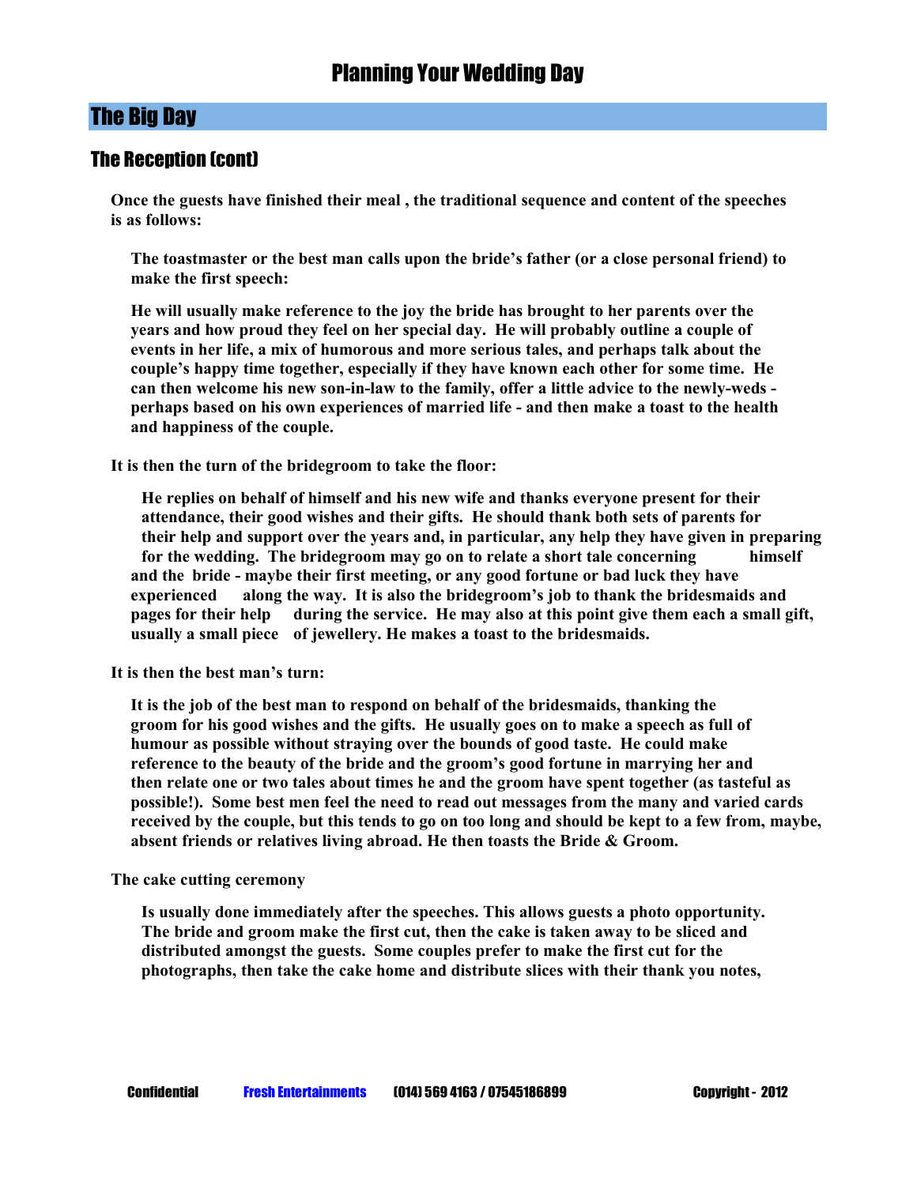# Planning Your Wedding Day

## The Big Day

### The Reception (cont)

**Once the guests have finished their meal , the traditional sequence and content of the speeches is as follows:**

**The toastmaster or the best man calls upon the bride's father (or a close personal friend) to make the first speech:**

**He will usually make reference to the joy the bride has brought to her parents over the years and how proud they feel on her special day. He will probably outline a couple of events in her life, a mix of humorous and more serious tales, and perhaps talk about the couple's happy time together, especially if they have known each other for some time. He can then welcome his new son-in-law to the family, offer a little advice to the newly-weds - perhaps based on his own experiences of married life - and then make a toast to the health and happiness of the couple.**

**It is then the turn of the bridegroom to take the floor:**

**He replies on behalf of himself and his new wife and thanks everyone present for their attendance, their good wishes and their gifts. He should thank both sets of parents for their help and support over the years and, in particular, any help they have given in preparing for the wedding. The bridegroom may go on to relate a short tale concerning himself and the bride - maybe their first meeting, or any good fortune or bad luck they have experienced along the way. It is also the bridegroom's job to thank the bridesmaids and pages for their help during the service. He may also at this point give them each a small gift, usually a small piece of jewellery. He makes a toast to the bridesmaids.**

**It is then the best man's turn:**

**It is the job of the best man to respond on behalf of the bridesmaids, thanking the groom for his good wishes and the gifts. He usually goes on to make a speech as full of humour as possible without straying over the bounds of good taste. He could make reference to the beauty of the bride and the groom's good fortune in marrying her and then relate one or two tales about times he and the groom have spent together (as tasteful as possible!). Some best men feel the need to read out messages from the many and varied cards received by the couple, but this tends to go on too long and should be kept to a few from, maybe, absent friends or relatives living abroad. He then toasts the Bride & Groom.**

**The cake cutting ceremony**

**Is usually done immediately after the speeches. This allows guests a photo opportunity. The bride and groom make the first cut, then the cake is taken away to be sliced and distributed amongst the guests. Some couples prefer to make the first cut for the photographs, then take the cake home and distribute slices with their thank you notes,**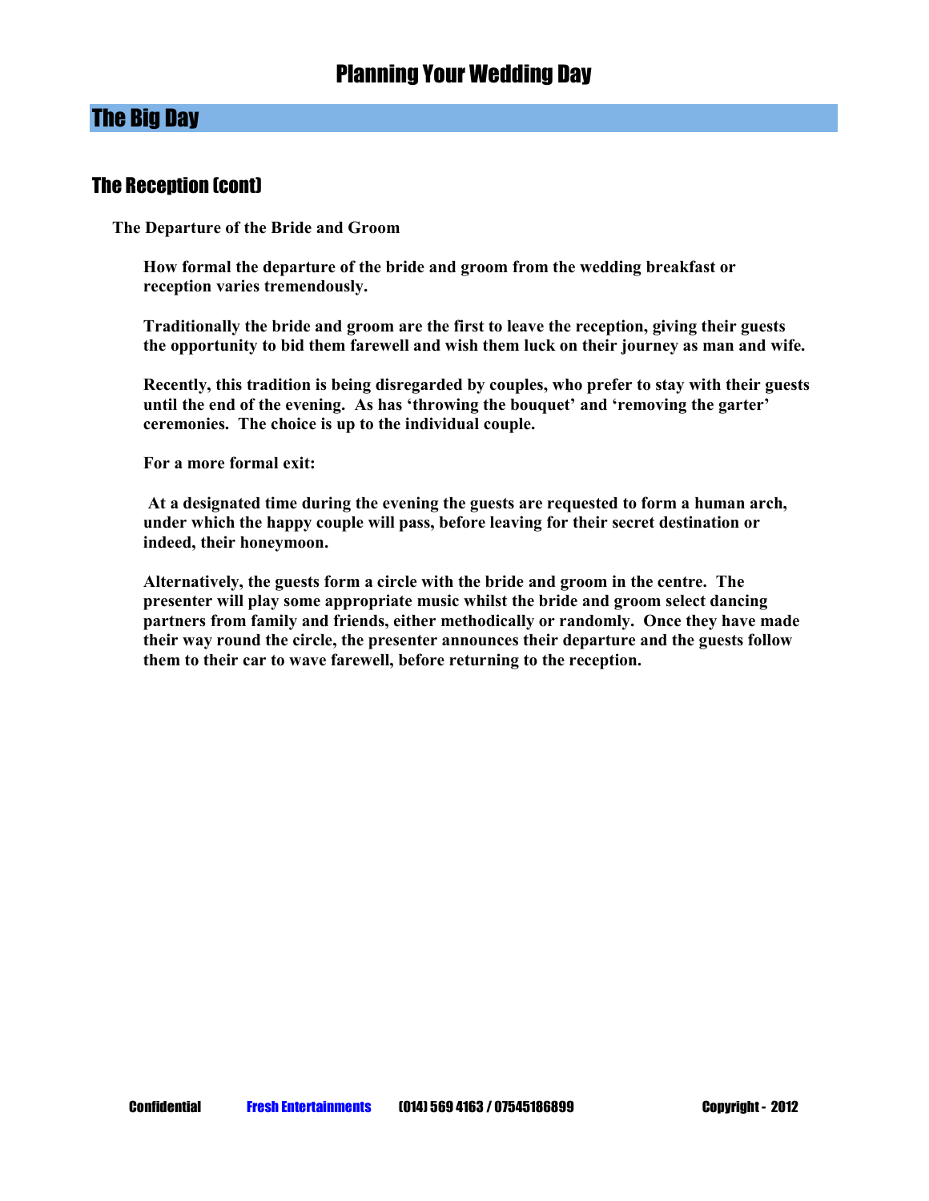## The Big Day

### The Reception (cont)

**The Departure of the Bride and Groom**

**How formal the departure of the bride and groom from the wedding breakfast or reception varies tremendously.**

**Traditionally the bride and groom are the first to leave the reception, giving their guests the opportunity to bid them farewell and wish them luck on their journey as man and wife.**

**Recently, this tradition is being disregarded by couples, who prefer to stay with their guests until the end of the evening. As has 'throwing the bouquet' and 'removing the garter' ceremonies. The choice is up to the individual couple.**

**For a more formal exit:**

**At a designated time during the evening the guests are requested to form a human arch, under which the happy couple will pass, before leaving for their secret destination or indeed, their honeymoon.**

**Alternatively, the guests form a circle with the bride and groom in the centre. The presenter will play some appropriate music whilst the bride and groom select dancing partners from family and friends, either methodically or randomly. Once they have made their way round the circle, the presenter announces their departure and the guests follow them to their car to wave farewell, before returning to the reception.**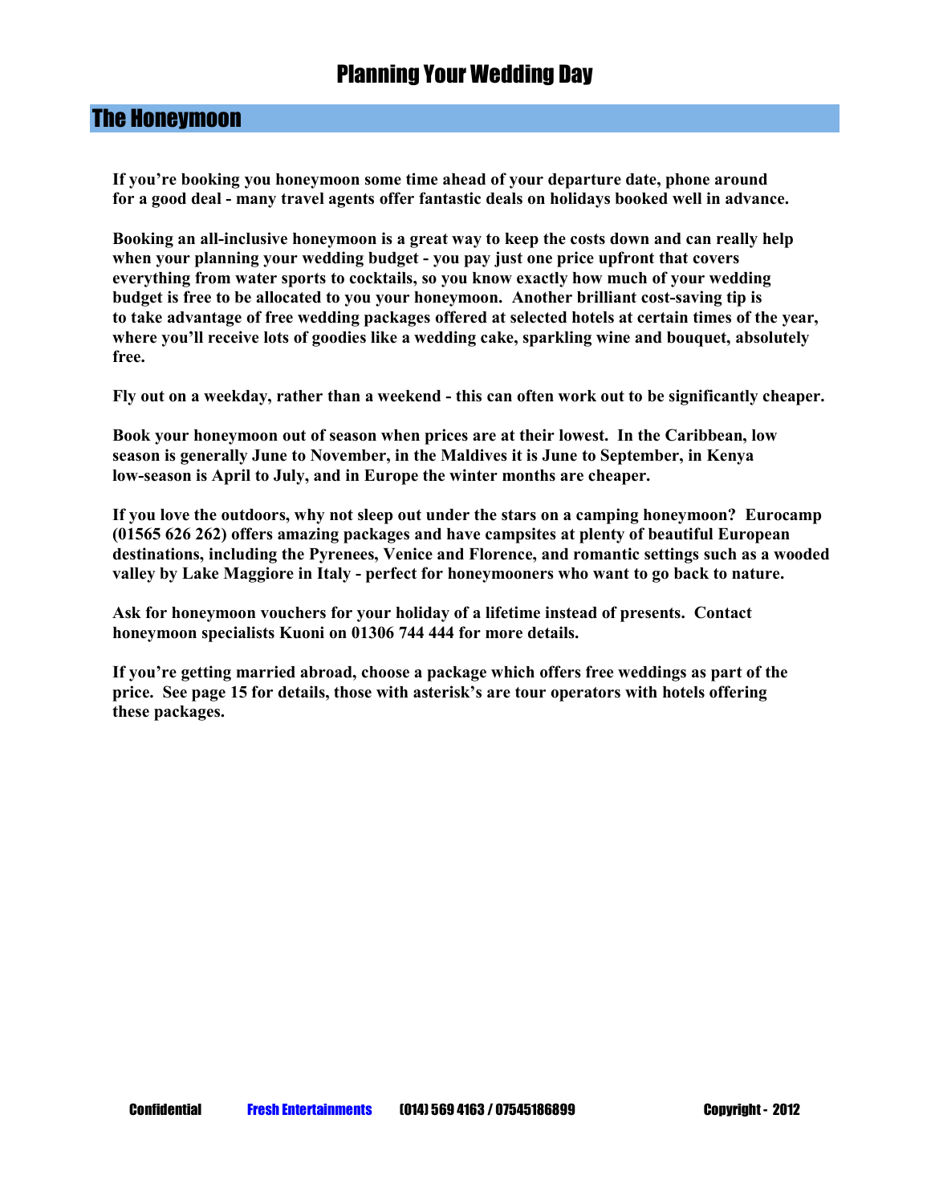# Planning Your Wedding Day

## The Honeymoon

**If you're booking you honeymoon some time ahead of your departure date, phone around for a good deal - many travel agents offer fantastic deals on holidays booked well in advance.**

**Booking an all-inclusive honeymoon is a great way to keep the costs down and can really help when your planning your wedding budget - you pay just one price upfront that covers everything from water sports to cocktails, so you know exactly how much of your wedding budget is free to be allocated to you your honeymoon. Another brilliant cost-saving tip is to take advantage of free wedding packages offered at selected hotels at certain times of the year, where you'll receive lots of goodies like a wedding cake, sparkling wine and bouquet, absolutely free.**

**Fly out on a weekday, rather than a weekend - this can often work out to be significantly cheaper.**

**Book your honeymoon out of season when prices are at their lowest. In the Caribbean, low season is generally June to November, in the Maldives it is June to September, in Kenya low-season is April to July, and in Europe the winter months are cheaper.**

**If you love the outdoors, why not sleep out under the stars on a camping honeymoon? Eurocamp (01565 626 262) offers amazing packages and have campsites at plenty of beautiful European destinations, including the Pyrenees, Venice and Florence, and romantic settings such as a wooded valley by Lake Maggiore in Italy - perfect for honeymooners who want to go back to nature.**

**Ask for honeymoon vouchers for your holiday of a lifetime instead of presents. Contact honeymoon specialists Kuoni on 01306 744 444 for more details.**

**If you're getting married abroad, choose a package which offers free weddings as part of the price. See page 15 for details, those with asterisk's are tour operators with hotels offering these packages.**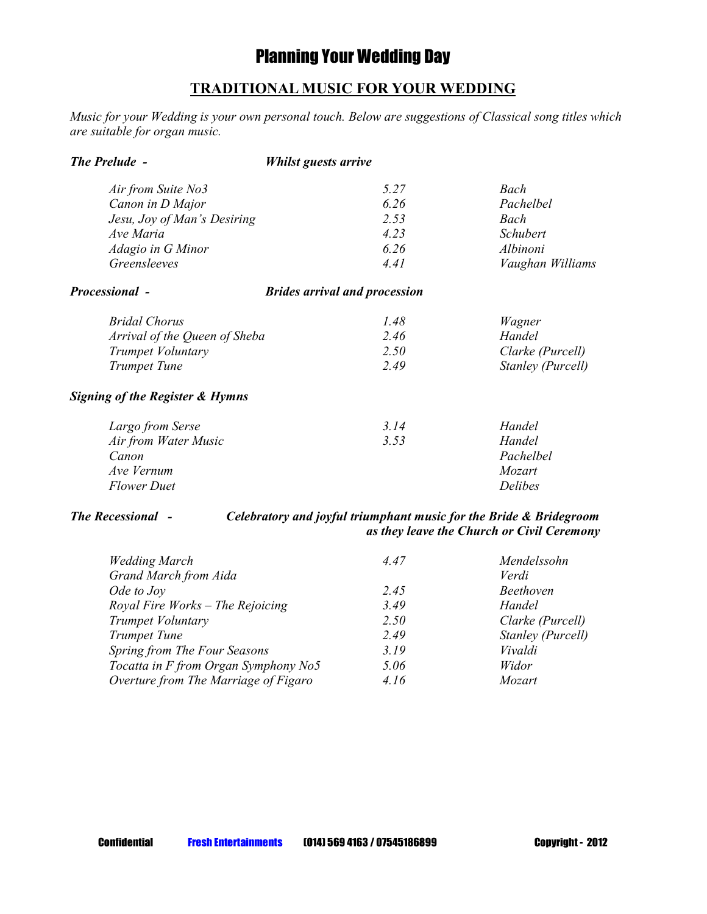# Planning Your Wedding Day

## TRADITIONAL MUSIC FOR YOUR WEDDING

*Music for your Wedding is your own personal touch. Below are suggestions of Classical song titles which are suitable for organ music.*

***The Prelude -*** ***Whilst guests arrive***

| | | |
|---|---|---|
| *Air from Suite No3* | *5.27* | *Bach* |
| *Canon in D Major* | *6.26* | *Pachelbel* |
| *Jesu, Joy of Man's Desiring* | *2.53* | *Bach* |
| *Ave Maria* | *4.23* | *Schubert* |
| *Adagio in G Minor* | *6.26* | *Albinoni* |
| *Greensleeves* | *4.41* | *Vaughan Williams* |

***Processional -*** ***Brides arrival and procession***

| | | |
|---|---|---|
| *Bridal Chorus* | *1.48* | *Wagner* |
| *Arrival of the Queen of Sheba* | *2.46* | *Handel* |
| *Trumpet Voluntary* | *2.50* | *Clarke (Purcell)* |
| *Trumpet Tune* | *2.49* | *Stanley (Purcell)* |

***Signing of the Register & Hymns***

| | | |
|---|---|---|
| *Largo from Serse* | *3.14* | *Handel* |
| *Air from Water Music* | *3.53* | *Handel* |
| *Canon* | | *Pachelbel* |
| *Ave Vernum* | | *Mozart* |
| *Flower Duet* | | *Delibes* |

***The Recessional -*** ***Celebratory and joyful triumphant music for the Bride & Bridegroom as they leave the Church or Civil Ceremony***

| | | |
|---|---|---|
| *Wedding March* | *4.47* | *Mendelssohn* |
| *Grand March from Aida* | | *Verdi* |
| *Ode to Joy* | *2.45* | *Beethoven* |
| *Royal Fire Works – The Rejoicing* | *3.49* | *Handel* |
| *Trumpet Voluntary* | *2.50* | *Clarke (Purcell)* |
| *Trumpet Tune* | *2.49* | *Stanley (Purcell)* |
| *Spring from The Four Seasons* | *3.19* | *Vivaldi* |
| *Tocatta in F from Organ Symphony No5* | *5.06* | *Widor* |
| *Overture from The Marriage of Figaro* | *4.16* | *Mozart* |